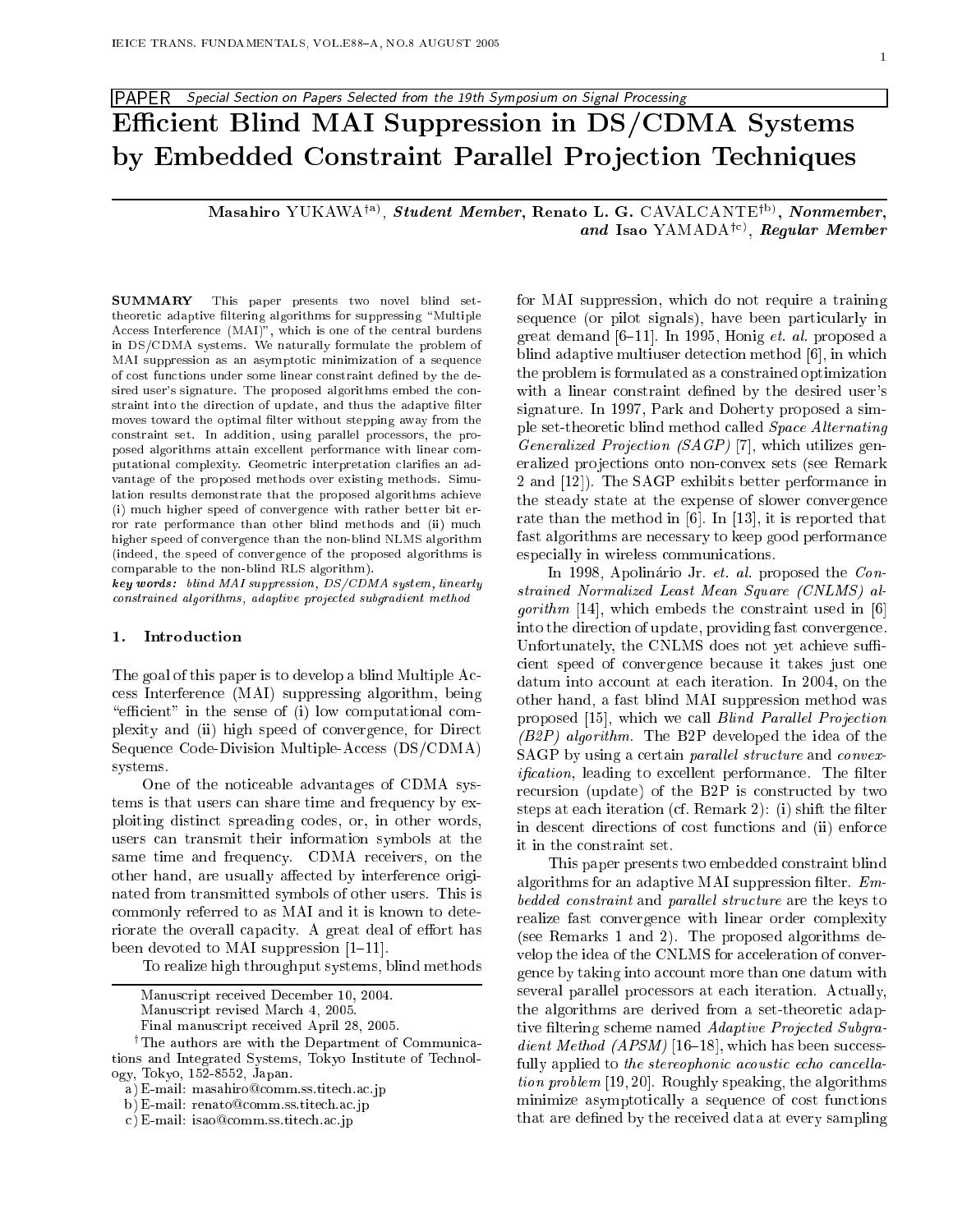PAPER *Special Section on Papers Selected from the 19th Symposium on Signal Processing*

# Efficient Blind MAI Suppression in DS/CDMA Systems by Embedded Constraint Parallel Projection Techniques

**Masahiro YUKAWA**[†a)], ***Student Member***, **Renato L. G. CAVALCANTE**[†b)], ***Nonmember***, ***and*** **Isao YAMADA**[†c)], ***Regular Member***

**SUMMARY** This paper presents two novel blind set-theoretic adaptive filtering algorithms for suppressing "Multiple Access Interference (MAI)", which is one of the central burdens in DS/CDMA systems. We naturally formulate the problem of MAI suppression as an asymptotic minimization of a sequence of cost functions under some linear constraint defined by the desired user's signature. The proposed algorithms embed the constraint into the direction of update, and thus the adaptive filter moves toward the optimal filter without stepping away from the constraint set. In addition, using parallel processors, the proposed algorithms attain excellent performance with linear computational complexity. Geometric interpretation clarifies an advantage of the proposed methods over existing methods. Simulation results demonstrate that the proposed algorithms achieve (i) much higher speed of convergence with rather better bit error rate performance than other blind methods and (ii) much higher speed of convergence than the non-blind NLMS algorithm (indeed, the speed of convergence of the proposed algorithms is comparable to the non-blind RLS algorithm).

***key words:*** *blind MAI suppression, DS/CDMA system, linearly constrained algorithms, adaptive projected subgradient method*

## 1. Introduction

The goal of this paper is to develop a blind Multiple Access Interference (MAI) suppressing algorithm, being "efficient" in the sense of (i) low computational complexity and (ii) high speed of convergence, for Direct Sequence Code-Division Multiple-Access (DS/CDMA) systems.

One of the noticeable advantages of CDMA systems is that users can share time and frequency by exploiting distinct spreading codes, or, in other words, users can transmit their information symbols at the same time and frequency. CDMA receivers, on the other hand, are usually affected by interference originated from transmitted symbols of other users. This is commonly referred to as MAI and it is known to deteriorate the overall capacity. A great deal of effort has been devoted to MAI suppression [1–11].

To realize high throughput systems, blind methods for MAI suppression, which do not require a training sequence (or pilot signals), have been particularly in great demand [6–11]. In 1995, Honig *et. al.* proposed a blind adaptive multiuser detection method [6], in which the problem is formulated as a constrained optimization with a linear constraint defined by the desired user's signature. In 1997, Park and Doherty proposed a simple set-theoretic blind method called *Space Alternating Generalized Projection (SAGP)* [7], which utilizes generalized projections onto non-convex sets (see Remark 2 and [12]). The SAGP exhibits better performance in the steady state at the expense of slower convergence rate than the method in [6]. In [13], it is reported that fast algorithms are necessary to keep good performance especially in wireless communications.

In 1998, Apolinário Jr. *et. al.* proposed the *Constrained Normalized Least Mean Square (CNLMS) algorithm* [14], which embeds the constraint used in [6] into the direction of update, providing fast convergence. Unfortunately, the CNLMS does not yet achieve sufficient speed of convergence because it takes just one datum into account at each iteration. In 2004, on the other hand, a fast blind MAI suppression method was proposed [15], which we call *Blind Parallel Projection (B2P) algorithm*. The B2P developed the idea of the SAGP by using a certain *parallel structure* and *convexification*, leading to excellent performance. The filter recursion (update) of the B2P is constructed by two steps at each iteration (cf. Remark 2): (i) shift the filter in descent directions of cost functions and (ii) enforce it in the constraint set.

This paper presents two embedded constraint blind algorithms for an adaptive MAI suppression filter. *Embedded constraint* and *parallel structure* are the keys to realize fast convergence with linear order complexity (see Remarks 1 and 2). The proposed algorithms develop the idea of the CNLMS for acceleration of convergence by taking into account more than one datum with several parallel processors at each iteration. Actually, the algorithms are derived from a set-theoretic adaptive filtering scheme named *Adaptive Projected Subgradient Method (APSM)* [16–18], which has been successfully applied to *the stereophonic acoustic echo cancellation problem* [19, 20]. Roughly speaking, the algorithms minimize asymptotically a sequence of cost functions that are defined by the received data at every sampling

---

Manuscript received December 10, 2004.
Manuscript revised March 4, 2005.
Final manuscript received April 28, 2005.

[†]The authors are with the Department of Communications and Integrated Systems, Tokyo Institute of Technology, Tokyo, 152-8552, Japan.

a) E-mail: masahiro@comm.ss.titech.ac.jp

b) E-mail: renato@comm.ss.titech.ac.jp

c) E-mail: isao@comm.ss.titech.ac.jp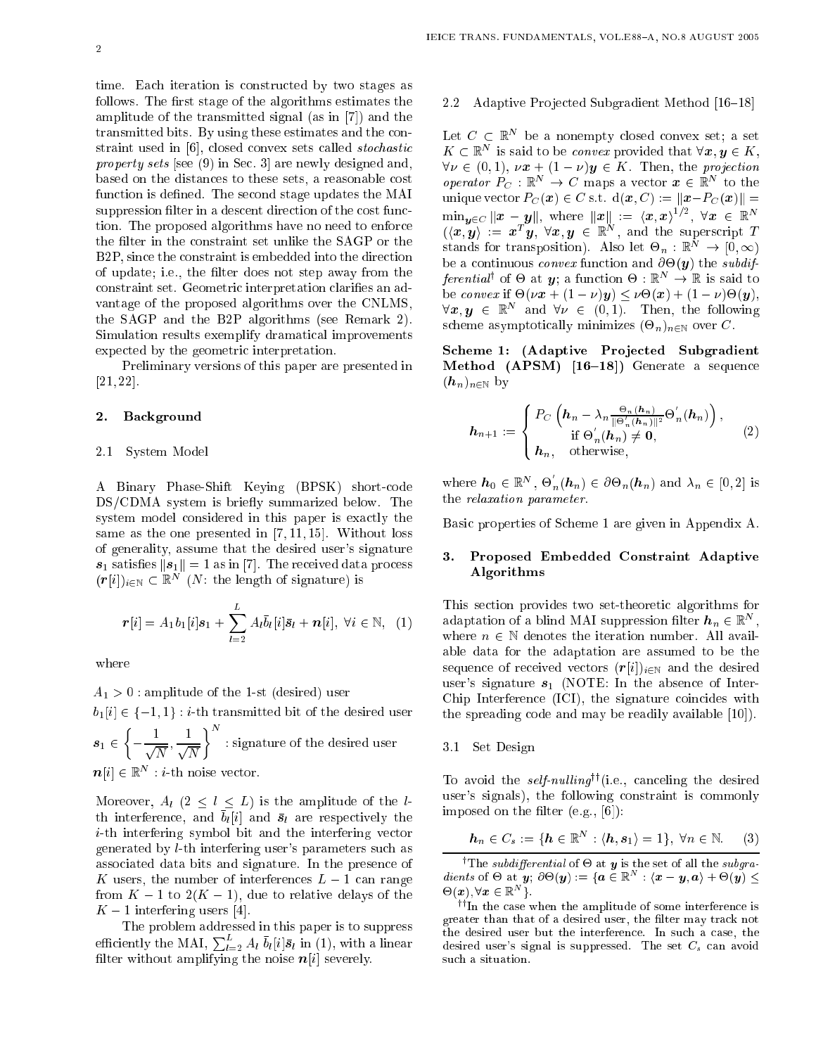time. Each iteration is constructed by two stages as follows. The first stage of the algorithms estimates the amplitude of the transmitted signal (as in [7]) and the transmitted bits. By using these estimates and the constraint used in [6], closed convex sets called *stochastic property sets* [see (9) in Sec. 3] are newly designed and, based on the distances to these sets, a reasonable cost function is defined. The second stage updates the MAI suppression filter in a descent direction of the cost function. The proposed algorithms have no need to enforce the filter in the constraint set unlike the SAGP or the B2P, since the constraint is embedded into the direction of update; i.e., the filter does not step away from the constraint set. Geometric interpretation clarifies an advantage of the proposed algorithms over the CNLMS, the SAGP and the B2P algorithms (see Remark 2). Simulation results exemplify dramatical improvements expected by the geometric interpretation.

Preliminary versions of this paper are presented in [21, 22].

## 2. Background

### 2.1 System Model

A Binary Phase-Shift Keying (BPSK) short-code DS/CDMA system is briefly summarized below. The system model considered in this paper is exactly the same as the one presented in [7, 11, 15]. Without loss of generality, assume that the desired user's signature $\boldsymbol{s}_1$ satisfies $\|\boldsymbol{s}_1\| = 1$ as in [7]. The received data process $(\boldsymbol{r}[i])_{i\in\mathbb{N}} \subset \mathbb{R}^N$ ($N$: the length of signature) is

$$\boldsymbol{r}[i] = A_1 b_1[i]\boldsymbol{s}_1 + \sum_{l=2}^{L} A_l \bar{b}_l[i]\bar{\boldsymbol{s}}_l + \boldsymbol{n}[i],\ \forall i \in \mathbb{N}, \quad (1)$$

where

$A_1 > 0$ : amplitude of the 1-st (desired) user

$b_1[i] \in \{-1, 1\}$ : $i$-th transmitted bit of the desired user

$\boldsymbol{s}_1 \in \left\{-\frac{1}{\sqrt{N}}, \frac{1}{\sqrt{N}}\right\}^N$ : signature of the desired user

$\boldsymbol{n}[i] \in \mathbb{R}^N$ : $i$-th noise vector.

Moreover, $A_l$ $(2 \le l \le L)$ is the amplitude of the $l$-th interference, and $\bar{b}_l[i]$ and $\bar{\boldsymbol{s}}_l$ are respectively the $i$-th interfering symbol bit and the interfering vector generated by $l$-th interfering user's parameters such as associated data bits and signature. In the presence of $K$ users, the number of interferences $L-1$ can range from $K-1$ to $2(K-1)$, due to relative delays of the $K-1$ interfering users [4].

The problem addressed in this paper is to suppress efficiently the MAI, $\sum_{l=2}^{L} A_l \bar{b}_l[i]\bar{\boldsymbol{s}}_l$ in (1), with a linear filter without amplifying the noise $\boldsymbol{n}[i]$ severely.

### 2.2 Adaptive Projected Subgradient Method [16–18]

Let $C \subset \mathbb{R}^N$ be a nonempty closed convex set; a set $K \subset \mathbb{R}^N$ is said to be *convex* provided that $\forall \boldsymbol{x}, \boldsymbol{y} \in K$, $\forall \nu \in (0,1)$, $\nu\boldsymbol{x} + (1-\nu)\boldsymbol{y} \in K$. Then, the *projection operator* $P_C : \mathbb{R}^N \to C$ maps a vector $\boldsymbol{x} \in \mathbb{R}^N$ to the unique vector $P_C(\boldsymbol{x}) \in C$ s.t. $d(\boldsymbol{x}, C) := \|\boldsymbol{x} - P_C(\boldsymbol{x})\| = \min_{\boldsymbol{y}\in C} \|\boldsymbol{x} - \boldsymbol{y}\|$, where $\|\boldsymbol{x}\| := \langle \boldsymbol{x}, \boldsymbol{x}\rangle^{1/2}$, $\forall \boldsymbol{x} \in \mathbb{R}^N$ ($\langle \boldsymbol{x}, \boldsymbol{y}\rangle := \boldsymbol{x}^T\boldsymbol{y}$, $\forall \boldsymbol{x}, \boldsymbol{y} \in \mathbb{R}^N$, and the superscript $T$ stands for transposition). Also let $\Theta_n : \mathbb{R}^N \to [0, \infty)$ be a continuous *convex* function and $\partial\Theta(\boldsymbol{y})$ the *subdifferential*[†] of $\Theta$ at $\boldsymbol{y}$; a function $\Theta : \mathbb{R}^N \to \mathbb{R}$ is said to be *convex* if $\Theta(\nu\boldsymbol{x} + (1-\nu)\boldsymbol{y}) \le \nu\Theta(\boldsymbol{x}) + (1-\nu)\Theta(\boldsymbol{y})$, $\forall \boldsymbol{x}, \boldsymbol{y} \in \mathbb{R}^N$ and $\forall \nu \in (0,1)$. Then, the following scheme asymptotically minimizes $(\Theta_n)_{n\in\mathbb{N}}$ over $C$.

**Scheme 1: (Adaptive Projected Subgradient Method (APSM) [16–18])** Generate a sequence $(\boldsymbol{h}_n)_{n\in\mathbb{N}}$ by

$$\boldsymbol{h}_{n+1} := \begin{cases} P_C\left(\boldsymbol{h}_n - \lambda_n \frac{\Theta_n(\boldsymbol{h}_n)}{\|\Theta_n'(\boldsymbol{h}_n)\|^2}\Theta_n'(\boldsymbol{h}_n)\right), \\ \qquad \text{if } \Theta_n'(\boldsymbol{h}_n) \neq \boldsymbol{0}, \\ \boldsymbol{h}_n, \quad \text{otherwise}, \end{cases} \quad (2)$$

where $\boldsymbol{h}_0 \in \mathbb{R}^N$, $\Theta_n'(\boldsymbol{h}_n) \in \partial\Theta_n(\boldsymbol{h}_n)$ and $\lambda_n \in [0, 2]$ is the *relaxation parameter*.

Basic properties of Scheme 1 are given in Appendix A.

## 3. Proposed Embedded Constraint Adaptive Algorithms

This section provides two set-theoretic algorithms for adaptation of a blind MAI suppression filter $\boldsymbol{h}_n \in \mathbb{R}^N$, where $n \in \mathbb{N}$ denotes the iteration number. All available data for the adaptation are assumed to be the sequence of received vectors $(\boldsymbol{r}[i])_{i\in\mathbb{N}}$ and the desired user's signature $\boldsymbol{s}_1$ (NOTE: In the absence of Inter-Chip Interference (ICI), the signature coincides with the spreading code and may be readily available [10]).

### 3.1 Set Design

To avoid the *self-nulling*[††](i.e., canceling the desired user's signals), the following constraint is commonly imposed on the filter (e.g., [6]):

$$\boldsymbol{h}_n \in C_s := \{\boldsymbol{h} \in \mathbb{R}^N : \langle \boldsymbol{h}, \boldsymbol{s}_1\rangle = 1\},\ \forall n \in \mathbb{N}. \quad (3)$$

[†] The *subdifferential* of $\Theta$ at $\boldsymbol{y}$ is the set of all the *subgradients* of $\Theta$ at $\boldsymbol{y}$; $\partial\Theta(\boldsymbol{y}) := \{\boldsymbol{a} \in \mathbb{R}^N : \langle \boldsymbol{x} - \boldsymbol{y}, \boldsymbol{a}\rangle + \Theta(\boldsymbol{y}) \le \Theta(\boldsymbol{x}), \forall \boldsymbol{x} \in \mathbb{R}^N\}$.

[††] In the case when the amplitude of some interference is greater than that of a desired user, the filter may track not the desired user but the interference. In such a case, the desired user's signal is suppressed. The set $C_s$ can avoid such a situation.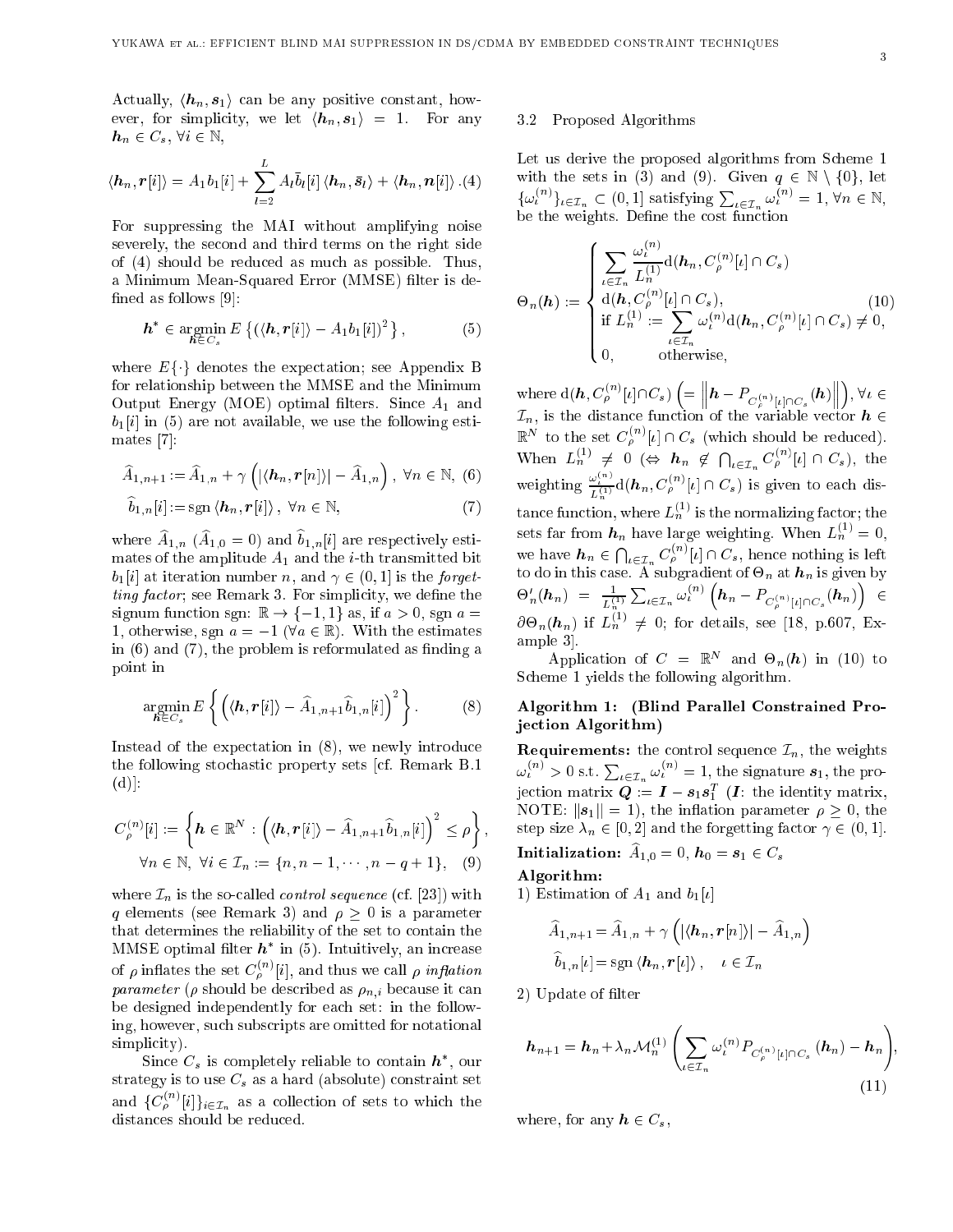Actually, $\langle \boldsymbol{h}_n, \boldsymbol{s}_1 \rangle$ can be any positive constant, however, for simplicity, we let $\langle \boldsymbol{h}_n, \boldsymbol{s}_1 \rangle = 1$. For any $\boldsymbol{h}_n \in C_s$, $\forall i \in \mathbb{N}$,

$$\langle \boldsymbol{h}_n, \boldsymbol{r}[i] \rangle = A_1 b_1[i] + \sum_{l=2}^{L} A_l \bar{b}_l[i] \langle \boldsymbol{h}_n, \bar{\boldsymbol{s}}_l \rangle + \langle \boldsymbol{h}_n, \boldsymbol{n}[i] \rangle . \quad (4)$$

For suppressing the MAI without amplifying noise severely, the second and third terms on the right side of (4) should be reduced as much as possible. Thus, a Minimum Mean-Squared Error (MMSE) filter is defined as follows [9]:

$$\boldsymbol{h}^* \in \operatorname*{argmin}_{\boldsymbol{h} \in C_s} E\left\{ (\langle \boldsymbol{h}, \boldsymbol{r}[i] \rangle - A_1 b_1[i])^2 \right\}, \quad (5)$$

where $E\{\cdot\}$ denotes the expectation; see Appendix B for relationship between the MMSE and the Minimum Output Energy (MOE) optimal filters. Since $A_1$ and $b_1[i]$ in (5) are not available, we use the following estimates [7]:

$$\widehat{A}_{1,n+1} := \widehat{A}_{1,n} + \gamma \left( |\langle \boldsymbol{h}_n, \boldsymbol{r}[n] \rangle| - \widehat{A}_{1,n} \right), \ \forall n \in \mathbb{N}, \ (6)$$

$$\widehat{b}_{1,n}[i] := \operatorname{sgn} \langle \boldsymbol{h}_n, \boldsymbol{r}[i] \rangle, \ \forall n \in \mathbb{N}, \quad (7)$$

where $\widehat{A}_{1,n}$ ($\widehat{A}_{1,0} = 0$) and $\widehat{b}_{1,n}[i]$ are respectively estimates of the amplitude $A_1$ and the $i$-th transmitted bit $b_1[i]$ at iteration number $n$, and $\gamma \in (0, 1]$ is the *forgetting factor*; see Remark 3. For simplicity, we define the signum function sgn: $\mathbb{R} \to \{-1, 1\}$ as, if $a > 0$, $\operatorname{sgn} a = 1$, otherwise, $\operatorname{sgn} a = -1$ ($\forall a \in \mathbb{R}$). With the estimates in (6) and (7), the problem is reformulated as finding a point in

$$\operatorname*{argmin}_{\boldsymbol{h} \in C_s} E\left\{ \left( \langle \boldsymbol{h}, \boldsymbol{r}[i] \rangle - \widehat{A}_{1,n+1} \widehat{b}_{1,n}[i] \right)^2 \right\}. \quad (8)$$

Instead of the expectation in (8), we newly introduce the following stochastic property sets [cf. Remark B.1 (d)]:

$$C_\rho^{(n)}[i] := \left\{ \boldsymbol{h} \in \mathbb{R}^N : \left( \langle \boldsymbol{h}, \boldsymbol{r}[i] \rangle - \widehat{A}_{1,n+1} \widehat{b}_{1,n}[i] \right)^2 \le \rho \right\},$$
$$\forall n \in \mathbb{N}, \ \forall i \in \mathcal{I}_n := \{n, n-1, \cdots, n-q+1\}, \quad (9)$$

where $\mathcal{I}_n$ is the so-called *control sequence* (cf. [23]) with $q$ elements (see Remark 3) and $\rho \ge 0$ is a parameter that determines the reliability of the set to contain the MMSE optimal filter $\boldsymbol{h}^*$ in (5). Intuitively, an increase of $\rho$ inflates the set $C_\rho^{(n)}[i]$, and thus we call $\rho$ *inflation parameter* ($\rho$ should be described as $\rho_{n,i}$ because it can be designed independently for each set: in the following, however, such subscripts are omitted for notational simplicity).

Since $C_s$ is completely reliable to contain $\boldsymbol{h}^*$, our strategy is to use $C_s$ as a hard (absolute) constraint set and $\{C_\rho^{(n)}[i]\}_{i \in \mathcal{I}_n}$ as a collection of sets to which the distances should be reduced.

### 3.2 Proposed Algorithms

Let us derive the proposed algorithms from Scheme 1 with the sets in (3) and (9). Given $q \in \mathbb{N} \setminus \{0\}$, let $\{\omega_\iota^{(n)}\}_{\iota \in \mathcal{I}_n} \subset (0, 1]$ satisfying $\sum_{\iota \in \mathcal{I}_n} \omega_\iota^{(n)} = 1$, $\forall n \in \mathbb{N}$, be the weights. Define the cost function

$$\Theta_n(\boldsymbol{h}) := \begin{cases} \displaystyle\sum_{\iota \in \mathcal{I}_n} \frac{\omega_\iota^{(n)}}{L_n^{(1)}} \mathrm{d}(\boldsymbol{h}_n, C_\rho^{(n)}[\iota] \cap C_s) \\ \mathrm{d}(\boldsymbol{h}, C_\rho^{(n)}[\iota] \cap C_s), \\ \text{if } L_n^{(1)} := \displaystyle\sum_{\iota \in \mathcal{I}_n} \omega_\iota^{(n)} \mathrm{d}(\boldsymbol{h}_n, C_\rho^{(n)}[\iota] \cap C_s) \ne 0, \\ 0, \qquad \text{otherwise,} \end{cases} \quad (10)$$

where $\mathrm{d}(\boldsymbol{h}, C_\rho^{(n)}[\iota] \cap C_s) \left( = \left\| \boldsymbol{h} - P_{C_\rho^{(n)}[\iota] \cap C_s}(\boldsymbol{h}) \right\| \right)$, $\forall \iota \in \mathcal{I}_n$, is the distance function of the variable vector $\boldsymbol{h} \in \mathbb{R}^N$ to the set $C_\rho^{(n)}[\iota] \cap C_s$ (which should be reduced). When $L_n^{(1)} \ne 0$ ($\Leftrightarrow \boldsymbol{h}_n \notin \bigcap_{\iota \in \mathcal{I}_n} C_\rho^{(n)}[\iota] \cap C_s$), the weighting $\frac{\omega_\iota^{(n)}}{L_n^{(1)}} \mathrm{d}(\boldsymbol{h}_n, C_\rho^{(n)}[\iota] \cap C_s)$ is given to each distance function, where $L_n^{(1)}$ is the normalizing factor; the sets far from $\boldsymbol{h}_n$ have large weighting. When $L_n^{(1)} = 0$, we have $\boldsymbol{h}_n \in \bigcap_{\iota \in \mathcal{I}_n} C_\rho^{(n)}[\iota] \cap C_s$, hence nothing is left to do in this case. A subgradient of $\Theta_n$ at $\boldsymbol{h}_n$ is given by $\Theta_n'(\boldsymbol{h}_n) = \frac{1}{L_n^{(1)}} \sum_{\iota \in \mathcal{I}_n} \omega_\iota^{(n)} \left( \boldsymbol{h}_n - P_{C_\rho^{(n)}[\iota] \cap C_s}(\boldsymbol{h}_n) \right) \in \partial \Theta_n(\boldsymbol{h}_n)$ if $L_n^{(1)} \ne 0$; for details, see [18, p.607, Example 3].

Application of $C = \mathbb{R}^N$ and $\Theta_n(\boldsymbol{h})$ in (10) to Scheme 1 yields the following algorithm.

**Algorithm 1: (Blind Parallel Constrained Projection Algorithm)**

**Requirements:** the control sequence $\mathcal{I}_n$, the weights $\omega_\iota^{(n)} > 0$ s.t. $\sum_{\iota \in \mathcal{I}_n} \omega_\iota^{(n)} = 1$, the signature $\boldsymbol{s}_1$, the projection matrix $\boldsymbol{Q} := \boldsymbol{I} - \boldsymbol{s}_1 \boldsymbol{s}_1^T$ ($\boldsymbol{I}$: the identity matrix, NOTE: $\|\boldsymbol{s}_1\| = 1$), the inflation parameter $\rho \ge 0$, the step size $\lambda_n \in [0, 2]$ and the forgetting factor $\gamma \in (0, 1]$.

**Initialization:** $\widehat{A}_{1,0} = 0$, $\boldsymbol{h}_0 = \boldsymbol{s}_1 \in C_s$

**Algorithm:**

1) Estimation of $A_1$ and $b_1[\iota]$

$$\widehat{A}_{1,n+1} = \widehat{A}_{1,n} + \gamma \left( |\langle \boldsymbol{h}_n, \boldsymbol{r}[n] \rangle| - \widehat{A}_{1,n} \right)$$
$$\widehat{b}_{1,n}[\iota] = \operatorname{sgn} \langle \boldsymbol{h}_n, \boldsymbol{r}[\iota] \rangle, \quad \iota \in \mathcal{I}_n$$

2) Update of filter

$$\boldsymbol{h}_{n+1} = \boldsymbol{h}_n + \lambda_n \mathcal{M}_n^{(1)} \left( \sum_{\iota \in \mathcal{I}_n} \omega_\iota^{(n)} P_{C_\rho^{(n)}[\iota] \cap C_s}(\boldsymbol{h}_n) - \boldsymbol{h}_n \right), \quad (11)$$

where, for any $\boldsymbol{h} \in C_s$,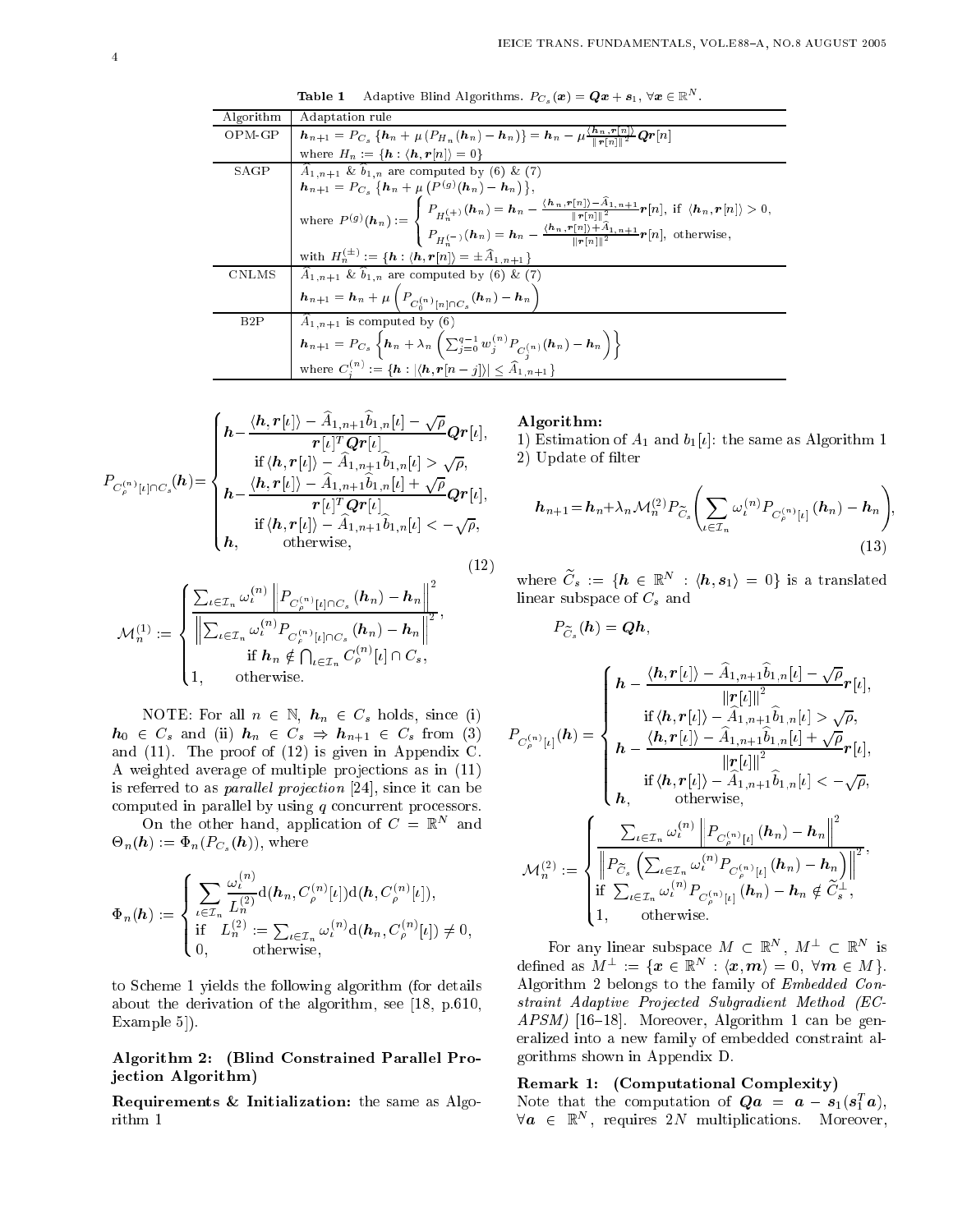**Table 1** Adaptive Blind Algorithms. $P_{C_s}(\boldsymbol{x}) = \boldsymbol{Q}\boldsymbol{x} + \boldsymbol{s}_1, \ \forall \boldsymbol{x} \in \mathbb{R}^N$.

| Algorithm | Adaptation rule |
|---|---|
| OPM-GP | $\boldsymbol{h}_{n+1} = P_{C_s}\{\boldsymbol{h}_n + \mu(P_{H_n}(\boldsymbol{h}_n) - \boldsymbol{h}_n)\} = \boldsymbol{h}_n - \mu\frac{\langle \boldsymbol{h}_n, \boldsymbol{r}[n]\rangle}{\Vert \boldsymbol{r}[n]\Vert^2}\boldsymbol{Q}\boldsymbol{r}[n]$ where $H_n := \{\boldsymbol{h} : \langle \boldsymbol{h}, \boldsymbol{r}[n]\rangle = 0\}$ |
| SAGP | $\widehat{A}_{1,n+1}$ & $\widehat{b}_{1,n}$ are computed by (6) & (7) $\boldsymbol{h}_{n+1} = P_{C_s}\{\boldsymbol{h}_n + \mu(P^{(g)}(\boldsymbol{h}_n) - \boldsymbol{h}_n)\}$, where $P^{(g)}(\boldsymbol{h}_n) := \begin{cases} P_{H_n^{(+)}}(\boldsymbol{h}_n) = \boldsymbol{h}_n - \frac{\langle \boldsymbol{h}_n, \boldsymbol{r}[n]\rangle - \widehat{A}_{1,n+1}}{\Vert \boldsymbol{r}[n]\Vert^2}\boldsymbol{r}[n], \text{ if } \langle \boldsymbol{h}_n, \boldsymbol{r}[n]\rangle > 0, \\ P_{H_n^{(-)}}(\boldsymbol{h}_n) = \boldsymbol{h}_n - \frac{\langle \boldsymbol{h}_n, \boldsymbol{r}[n]\rangle + \widehat{A}_{1,n+1}}{\Vert \boldsymbol{r}[n]\Vert^2}\boldsymbol{r}[n], \text{ otherwise,} \end{cases}$ with $H_n^{(\pm)} := \{\boldsymbol{h} : \langle \boldsymbol{h}, \boldsymbol{r}[n]\rangle = \pm \widehat{A}_{1,n+1}\}$ |
| CNLMS | $\widehat{A}_{1,n+1}$ & $\widehat{b}_{1,n}$ are computed by (6) & (7) $\boldsymbol{h}_{n+1} = \boldsymbol{h}_n + \mu\left(P_{C_0^{(n)}[n] \cap C_s}(\boldsymbol{h}_n) - \boldsymbol{h}_n\right)$ |
| B2P | $\widehat{A}_{1,n+1}$ is computed by (6) $\boldsymbol{h}_{n+1} = P_{C_s}\left\{\boldsymbol{h}_n + \lambda_n\left(\sum_{j=0}^{q-1} w_j^{(n)} P_{C_j^{(n)}}(\boldsymbol{h}_n) - \boldsymbol{h}_n\right)\right\}$ where $C_j^{(n)} := \{\boldsymbol{h} : \vert\langle \boldsymbol{h}, \boldsymbol{r}[n-j]\rangle\vert \leq \widehat{A}_{1,n+1}\}$ |

$$P_{C_\rho^{(n)}[\iota]\cap C_s}(\boldsymbol{h}) = \begin{cases} \boldsymbol{h} - \dfrac{\langle \boldsymbol{h}, \boldsymbol{r}[\iota]\rangle - \widehat{A}_{1,n+1}\widehat{b}_{1,n}[\iota] - \sqrt{\rho}}{\boldsymbol{r}[\iota]^T \boldsymbol{Q}\boldsymbol{r}[\iota]}\boldsymbol{Q}\boldsymbol{r}[\iota], \\ \qquad \text{if } \langle \boldsymbol{h}, \boldsymbol{r}[\iota]\rangle - \widehat{A}_{1,n+1}\widehat{b}_{1,n}[\iota] > \sqrt{\rho}, \\ \boldsymbol{h} - \dfrac{\langle \boldsymbol{h}, \boldsymbol{r}[\iota]\rangle - \widehat{A}_{1,n+1}\widehat{b}_{1,n}[\iota] + \sqrt{\rho}}{\boldsymbol{r}[\iota]^T \boldsymbol{Q}\boldsymbol{r}[\iota]}\boldsymbol{Q}\boldsymbol{r}[\iota], \\ \qquad \text{if } \langle \boldsymbol{h}, \boldsymbol{r}[\iota]\rangle - \widehat{A}_{1,n+1}\widehat{b}_{1,n}[\iota] < -\sqrt{\rho}, \\ \boldsymbol{h}, \qquad \text{otherwise,} \end{cases} \tag{12}$$

$$\mathcal{M}_n^{(1)} := \begin{cases} \dfrac{\sum_{\iota \in \mathcal{I}_n} \omega_\iota^{(n)} \left\Vert P_{C_\rho^{(n)}[\iota]\cap C_s}(\boldsymbol{h}_n) - \boldsymbol{h}_n \right\Vert^2}{\left\Vert \sum_{\iota \in \mathcal{I}_n} \omega_\iota^{(n)} P_{C_\rho^{(n)}[\iota]\cap C_s}(\boldsymbol{h}_n) - \boldsymbol{h}_n \right\Vert^2}, \\ \qquad \text{if } \boldsymbol{h}_n \notin \bigcap_{\iota \in \mathcal{I}_n} C_\rho^{(n)}[\iota] \cap C_s, \\ 1, \qquad \text{otherwise.} \end{cases}$$

NOTE: For all $n \in \mathbb{N}$, $\boldsymbol{h}_n \in C_s$ holds, since (i) $\boldsymbol{h}_0 \in C_s$ and (ii) $\boldsymbol{h}_n \in C_s \Rightarrow \boldsymbol{h}_{n+1} \in C_s$ from (3) and (11). The proof of (12) is given in Appendix C. A weighted average of multiple projections as in (11) is referred to as *parallel projection* [24], since it can be computed in parallel by using $q$ concurrent processors.

On the other hand, application of $C = \mathbb{R}^N$ and $\Theta_n(\boldsymbol{h}) := \Phi_n(P_{C_s}(\boldsymbol{h}))$, where

$$\Phi_n(\boldsymbol{h}) := \begin{cases} \displaystyle\sum_{\iota \in \mathcal{I}_n} \frac{\omega_\iota^{(n)}}{L_n^{(2)}} \mathrm{d}(\boldsymbol{h}_n, C_\rho^{(n)}[\iota]) \mathrm{d}(\boldsymbol{h}, C_\rho^{(n)}[\iota]), \\ \text{if } \quad L_n^{(2)} := \sum_{\iota \in \mathcal{I}_n} \omega_\iota^{(n)} \mathrm{d}(\boldsymbol{h}_n, C_\rho^{(n)}[\iota]) \neq 0, \\ 0, \qquad \text{otherwise,} \end{cases}$$

to Scheme 1 yields the following algorithm (for details about the derivation of the algorithm, see [18, p.610, Example 5]).

**Algorithm 2: (Blind Constrained Parallel Projection Algorithm)**

**Requirements & Initialization:** the same as Algorithm 1

**Algorithm:**

1) Estimation of $A_1$ and $b_1[\iota]$: the same as Algorithm 1
2) Update of filter

$$\boldsymbol{h}_{n+1} = \boldsymbol{h}_n + \lambda_n \mathcal{M}_n^{(2)} P_{\widetilde{C}_s}\left(\sum_{\iota \in \mathcal{I}_n} \omega_\iota^{(n)} P_{C_\rho^{(n)}[\iota]}(\boldsymbol{h}_n) - \boldsymbol{h}_n\right), \tag{13}$$

where $\widetilde{C}_s := \{\boldsymbol{h} \in \mathbb{R}^N : \langle \boldsymbol{h}, \boldsymbol{s}_1\rangle = 0\}$ is a translated linear subspace of $C_s$ and

$$P_{\widetilde{C}_s}(\boldsymbol{h}) = \boldsymbol{Q}\boldsymbol{h},$$

$$P_{C_\rho^{(n)}[\iota]}(\boldsymbol{h}) = \begin{cases} \boldsymbol{h} - \dfrac{\langle \boldsymbol{h}, \boldsymbol{r}[\iota]\rangle - \widehat{A}_{1,n+1}\widehat{b}_{1,n}[\iota] - \sqrt{\rho}}{\Vert \boldsymbol{r}[\iota]\Vert^2}\boldsymbol{r}[\iota], \\ \qquad \text{if } \langle \boldsymbol{h}, \boldsymbol{r}[\iota]\rangle - \widehat{A}_{1,n+1}\widehat{b}_{1,n}[\iota] > \sqrt{\rho}, \\ \boldsymbol{h} - \dfrac{\langle \boldsymbol{h}, \boldsymbol{r}[\iota]\rangle - \widehat{A}_{1,n+1}\widehat{b}_{1,n}[\iota] + \sqrt{\rho}}{\Vert \boldsymbol{r}[\iota]\Vert^2}\boldsymbol{r}[\iota], \\ \qquad \text{if } \langle \boldsymbol{h}, \boldsymbol{r}[\iota]\rangle - \widehat{A}_{1,n+1}\widehat{b}_{1,n}[\iota] < -\sqrt{\rho}, \\ \boldsymbol{h}, \qquad \text{otherwise,} \end{cases}$$

$$\mathcal{M}_n^{(2)} := \begin{cases} \dfrac{\sum_{\iota \in \mathcal{I}_n} \omega_\iota^{(n)} \left\Vert P_{C_\rho^{(n)}[\iota]}(\boldsymbol{h}_n) - \boldsymbol{h}_n \right\Vert^2}{\left\Vert P_{\widetilde{C}_s}\left(\sum_{\iota \in \mathcal{I}_n} \omega_\iota^{(n)} P_{C_\rho^{(n)}[\iota]}(\boldsymbol{h}_n) - \boldsymbol{h}_n\right) \right\Vert^2}, \\ \text{if } \sum_{\iota \in \mathcal{I}_n} \omega_\iota^{(n)} P_{C_\rho^{(n)}[\iota]}(\boldsymbol{h}_n) - \boldsymbol{h}_n \notin \widetilde{C}_s^\perp, \\ 1, \qquad \text{otherwise.} \end{cases}$$

For any linear subspace $M \subset \mathbb{R}^N$, $M^\perp \subset \mathbb{R}^N$ is defined as $M^\perp := \{\boldsymbol{x} \in \mathbb{R}^N : \langle \boldsymbol{x}, \boldsymbol{m}\rangle = 0, \ \forall \boldsymbol{m} \in M\}$. Algorithm 2 belongs to the family of *Embedded Constraint Adaptive Projected Subgradient Method (EC-APSM)* [16–18]. Moreover, Algorithm 1 can be generalized into a new family of embedded constraint algorithms shown in Appendix D.

**Remark 1: (Computational Complexity)**
Note that the computation of $\boldsymbol{Q}\boldsymbol{a} = \boldsymbol{a} - \boldsymbol{s}_1(\boldsymbol{s}_1^T\boldsymbol{a})$, $\forall \boldsymbol{a} \in \mathbb{R}^N$, requires $2N$ multiplications. Moreover,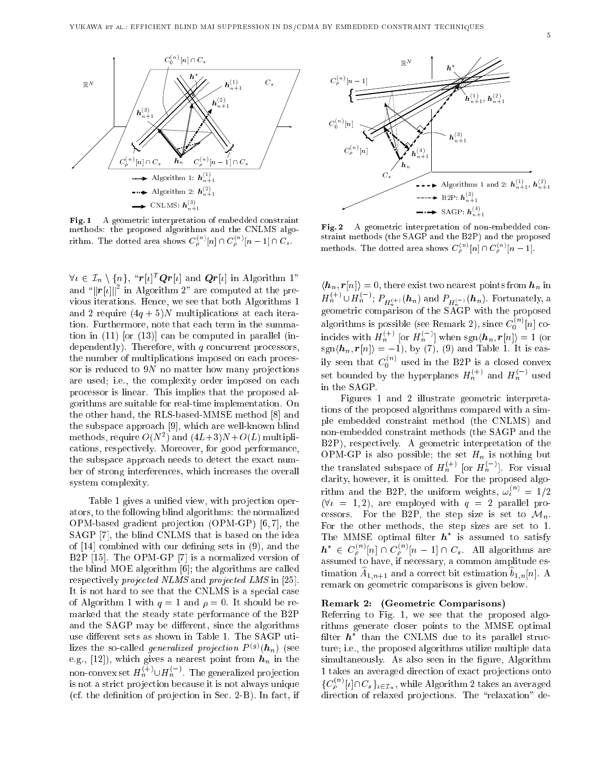Fig. 1 A geometric interpretation of embedded constraint methods: the proposed algorithms and the CNLMS algorithm. The dotted area shows $C_\rho^{(n)}[n] \cap C_\rho^{(n)}[n-1] \cap C_s$.

Fig. 2 A geometric interpretation of non-embedded constraint methods (the SAGP and the B2P) and the proposed methods. The dotted area shows $C_\rho^{(n)}[n] \cap C_\rho^{(n)}[n-1]$.

$\forall \iota \in \mathcal{I}_n \setminus \{n\}$, "$\boldsymbol{r}[\iota]^T \boldsymbol{Q} \boldsymbol{r}[\iota]$ and $\boldsymbol{Q}\boldsymbol{r}[\iota]$ in Algorithm 1" and "$\|\boldsymbol{r}[\iota]\|^2$ in Algorithm 2" are computed at the previous iterations. Hence, we see that both Algorithms 1 and 2 require $(4q+5)N$ multiplications at each iteration. Furthermore, note that each term in the summation in (11) [or (13)] can be computed in parallel (independently). Therefore, with $q$ concurrent processors, the number of multiplications imposed on each processor is reduced to $9N$ no matter how many projections are used; i.e., the complexity order imposed on each processor is linear. This implies that the proposed algorithms are suitable for real-time implementation. On the other hand, the RLS-based-MMSE method [8] and the subspace approach [9], which are well-known blind methods, require $O(N^2)$ and $(4L+3)N+O(L)$ multiplications, respectively. Moreover, for good performance, the subspace approach needs to detect the exact number of strong interferences, which increases the overall system complexity.

Table 1 gives a unified view, with projection operators, to the following blind algorithms: the normalized OPM-based gradient projection (OPM-GP) [6,7], the SAGP [7], the blind CNLMS that is based on the idea of [14] combined with our defining sets in (9), and the B2P [15]. The OPM-GP [7] is a normalized version of the blind MOE algorithm [6]; the algorithms are called respectively *projected NLMS* and *projected LMS* in [25]. It is not hard to see that the CNLMS is a special case of Algorithm 1 with $q=1$ and $\rho=0$. It should be remarked that the steady state performance of the B2P and the SAGP may be different, since the algorithms use different sets as shown in Table 1. The SAGP utilizes the so-called *generalized projection* $P^{(g)}(\boldsymbol{h}_n)$ (see e.g., [12]), which gives a nearest point from $\boldsymbol{h}_n$ in the non-convex set $H_n^{(+)} \cup H_n^{(-)}$. The generalized projection is not a strict projection because it is not always unique (cf. the definition of projection in Sec. 2-B). In fact, if $\langle \boldsymbol{h}_n, \boldsymbol{r}[n] \rangle = 0$, there exist two nearest points from $\boldsymbol{h}_n$ in $H_n^{(+)} \cup H_n^{(-)}$; $P_{H_n^{(+)}}(\boldsymbol{h}_n)$ and $P_{H_n^{(-)}}(\boldsymbol{h}_n)$. Fortunately, a geometric comparison of the SAGP with the proposed algorithms is possible (see Remark 2), since $C_0^{(n)}[n]$ coincides with $H_n^{(+)}$ [or $H_n^{(-)}$] when $\mathrm{sgn}\langle \boldsymbol{h}_n, \boldsymbol{r}[n] \rangle = 1$ (or $\mathrm{sgn}\langle \boldsymbol{h}_n, \boldsymbol{r}[n] \rangle = -1$), by (7), (9) and Table 1. It is easily seen that $C_0^{(n)}$ used in the B2P is a closed convex set bounded by the hyperplanes $H_n^{(+)}$ and $H_n^{(-)}$ used in the SAGP.

Figures 1 and 2 illustrate geometric interpretations of the proposed algorithms compared with a simple embedded constraint method (the CNLMS) and non-embedded constraint methods (the SAGP and the B2P), respectively. A geometric interpretation of the OPM-GP is also possible; the set $H_n$ is nothing but the translated subspace of $H_n^{(+)}$ [or $H_n^{(-)}$]. For visual clarity, however, it is omitted. For the proposed algorithm and the B2P, the uniform weights, $\omega_\iota^{(n)} = 1/2$ ($\forall \iota = 1,2$), are employed with $q=2$ parallel processors. For the B2P, the step size is set to $\mathcal{M}_n$. For the other methods, the step sizes are set to 1. The MMSE optimal filter $\boldsymbol{h}^*$ is assumed to satisfy $\boldsymbol{h}^* \in C_\rho^{(n)}[n] \cap C_\rho^{(n)}[n-1] \cap C_s$. All algorithms are assumed to have, if necessary, a common amplitude estimation $\widehat{A}_{1,n+1}$ and a correct bit estimation $\widehat{b}_{1,n}[n]$. A remark on geometric comparisons is given below.

**Remark 2: (Geometric Comparisons)**
Referring to Fig. 1, we see that the proposed algorithms generate closer points to the MMSE optimal filter $\boldsymbol{h}^*$ than the CNLMS due to its parallel structure; i.e., the proposed algorithms utilize multiple data simultaneously. As also seen in the figure, Algorithm 1 takes an averaged direction of exact projections onto $\{C_\rho^{(n)}[\iota] \cap C_s\}_{\iota \in \mathcal{I}_n}$, while Algorithm 2 takes an averaged direction of relaxed projections. The "relaxation" de-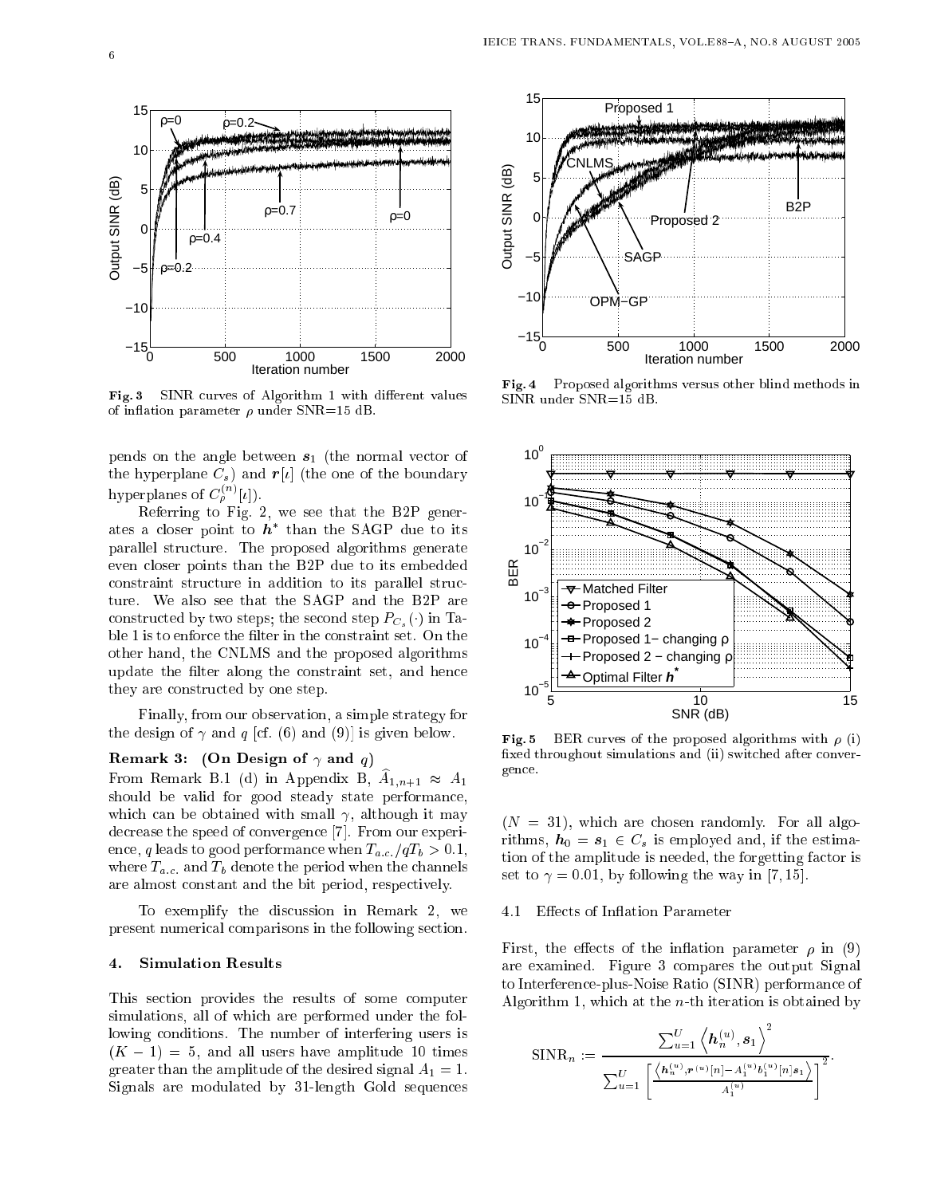Fig. 3 SINR curves of Algorithm 1 with different values of inflation parameter $\rho$ under SNR=15 dB.

Fig. 4 Proposed algorithms versus other blind methods in SINR under SNR=15 dB.

Fig. 5 BER curves of the proposed algorithms with $\rho$ (i) fixed throughout simulations and (ii) switched after convergence.

pends on the angle between $\boldsymbol{s}_1$ (the normal vector of the hyperplane $C_s$) and $\boldsymbol{r}[\iota]$ (the one of the boundary hyperplanes of $C_\rho^{(n)}[\iota]$).

Referring to Fig. 2, we see that the B2P generates a closer point to $\boldsymbol{h}^*$ than the SAGP due to its parallel structure. The proposed algorithms generate even closer points than the B2P due to its embedded constraint structure in addition to its parallel structure. We also see that the SAGP and the B2P are constructed by two steps; the second step $P_{C_s}(\cdot)$ in Table 1 is to enforce the filter in the constraint set. On the other hand, the CNLMS and the proposed algorithms update the filter along the constraint set, and hence they are constructed by one step.

Finally, from our observation, a simple strategy for the design of $\gamma$ and $q$ [cf. (6) and (9)] is given below.

**Remark 3: (On Design of $\gamma$ and $q$)**
From Remark B.1 (d) in Appendix B, $\widehat{A}_{1,n+1} \approx A_1$ should be valid for good steady state performance, which can be obtained with small $\gamma$, although it may decrease the speed of convergence [7]. From our experience, $q$ leads to good performance when $T_{a.c.}/qT_b > 0.1$, where $T_{a.c.}$ and $T_b$ denote the period when the channels are almost constant and the bit period, respectively.

To exemplify the discussion in Remark 2, we present numerical comparisons in the following section.

## 4. Simulation Results

This section provides the results of some computer simulations, all of which are performed under the following conditions. The number of interfering users is $(K-1) = 5$, and all users have amplitude 10 times greater than the amplitude of the desired signal $A_1 = 1$. Signals are modulated by 31-length Gold sequences $(N = 31)$, which are chosen randomly. For all algorithms, $\boldsymbol{h}_0 = \boldsymbol{s}_1 \in C_s$ is employed and, if the estimation of the amplitude is needed, the forgetting factor is set to $\gamma = 0.01$, by following the way in [7, 15].

### 4.1 Effects of Inflation Parameter

First, the effects of the inflation parameter $\rho$ in (9) are examined. Figure 3 compares the output Signal to Interference-plus-Noise Ratio (SINR) performance of Algorithm 1, which at the $n$-th iteration is obtained by

$$\mathrm{SINR}_n := \frac{\sum_{u=1}^{U} \left\langle \boldsymbol{h}_n^{(u)}, \boldsymbol{s}_1 \right\rangle^2}{\sum_{u=1}^{U} \left[ \frac{\left\langle \boldsymbol{h}_n^{(u)}, \boldsymbol{r}^{(u)}[n] - A_1^{(u)} b_1^{(u)}[n] \boldsymbol{s}_1 \right\rangle}{A_1^{(u)}} \right]^2}.$$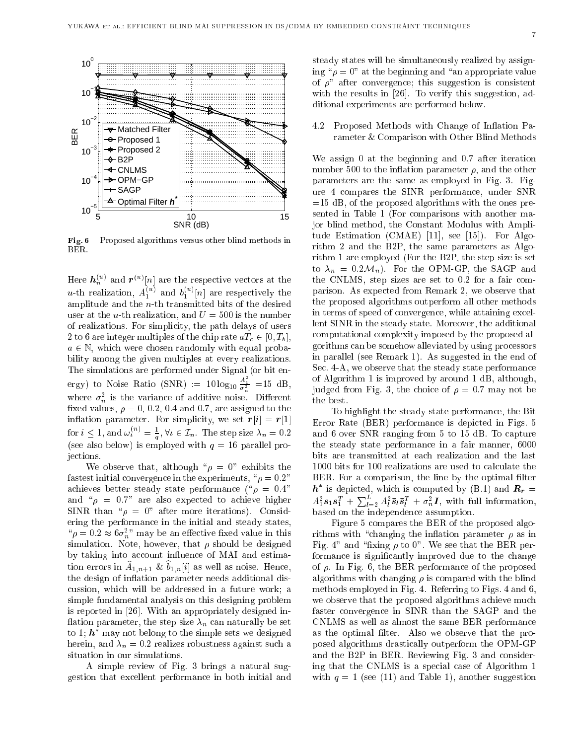Fig. 6 Proposed algorithms versus other blind methods in BER.

Here $\boldsymbol{h}_n^{(u)}$ and $\boldsymbol{r}^{(u)}[n]$ are the respective vectors at the $u$-th realization, $A_1^{(u)}$ and $b_1^{(u)}[n]$ are respectively the amplitude and the $n$-th transmitted bits of the desired user at the $u$-th realization, and $U = 500$ is the number of realizations. For simplicity, the path delays of users 2 to 6 are integer multiples of the chip rate $aT_c \in [0, T_b]$, $a \in \mathbb{N}$, which were chosen randomly with equal probability among the given multiples at every realizations. The simulations are performed under Signal (or bit energy) to Noise Ratio (SNR) $:= 10\log_{10}\frac{A_1^2}{\sigma_n^2} = 15$ dB, where $\sigma_n^2$ is the variance of additive noise. Different fixed values, $\rho = 0, 0.2, 0.4$ and $0.7$, are assigned to the inflation parameter. For simplicity, we set $\boldsymbol{r}[i] = \boldsymbol{r}[1]$ for $i \leq 1$, and $\omega_\iota^{(n)} = \frac{1}{q}, \forall \iota \in \mathcal{I}_n$. The step size $\lambda_n = 0.2$ (see also below) is employed with $q = 16$ parallel projections.

We observe that, although "$\rho = 0$" exhibits the fastest initial convergence in the experiments, "$\rho = 0.2$" achieves better steady state performance ("$\rho = 0.4$" and "$\rho = 0.7$" are also expected to achieve higher SINR than "$\rho = 0$" after more iterations). Considering the performance in the initial and steady states, "$\rho = 0.2 \approx 6\sigma_n^2$" may be an effective fixed value in this simulation. Note, however, that $\rho$ should be designed by taking into account influence of MAI and estimation errors in $\widehat{A}_{1,n+1}$ & $\widehat{b}_{1,n}[i]$ as well as noise. Hence, the design of inflation parameter needs additional discussion, which will be addressed in a future work; a simple fundamental analysis on this designing problem is reported in [26]. With an appropriately designed inflation parameter, the step size $\lambda_n$ can naturally be set to 1; $\boldsymbol{h}^*$ may not belong to the simple sets we designed herein, and $\lambda_n = 0.2$ realizes robustness against such a situation in our simulations.

A simple review of Fig. 3 brings a natural suggestion that excellent performance in both initial and steady states will be simultaneously realized by assigning "$\rho = 0$" at the beginning and "an appropriate value of $\rho$" after convergence; this suggestion is consistent with the results in [26]. To verify this suggestion, additional experiments are performed below.

### 4.2 Proposed Methods with Change of Inflation Parameter & Comparison with Other Blind Methods

We assign 0 at the beginning and 0.7 after iteration number 500 to the inflation parameter $\rho$, and the other parameters are the same as employed in Fig. 3. Figure 4 compares the SINR performance, under SNR =15 dB, of the proposed algorithms with the ones presented in Table 1 (For comparisons with another major blind method, the Constant Modulus with Amplitude Estimation (CMAE) [11], see [15]). For Algorithm 2 and the B2P, the same parameters as Algorithm 1 are employed (For the B2P, the step size is set to $\lambda_n = 0.2\mathcal{M}_n$). For the OPM-GP, the SAGP and the CNLMS, step sizes are set to 0.2 for a fair comparison. As expected from Remark 2, we observe that the proposed algorithms outperform all other methods in terms of speed of convergence, while attaining excellent SINR in the steady state. Moreover, the additional computational complexity imposed by the proposed algorithms can be somehow alleviated by using processors in parallel (see Remark 1). As suggested in the end of Sec. 4-A, we observe that the steady state performance of Algorithm 1 is improved by around 1 dB, although, judged from Fig. 3, the choice of $\rho = 0.7$ may not be the best.

To highlight the steady state performance, the Bit Error Rate (BER) performance is depicted in Figs. 5 and 6 over SNR ranging from 5 to 15 dB. To capture the steady state performance in a fair manner, 6000 bits are transmitted at each realization and the last 1000 bits for 100 realizations are used to calculate the BER. For a comparison, the line by the optimal filter $\boldsymbol{h}^*$ is depicted, which is computed by (B.1) and $\boldsymbol{R}_{\boldsymbol{r}} = A_1^2\boldsymbol{s}_1\boldsymbol{s}_1^T + \sum_{l=2}^{L} A_l^2\bar{\boldsymbol{s}}_l\bar{\boldsymbol{s}}_l^T + \sigma_n^2\boldsymbol{I}$, with full information, based on the independence assumption.

Figure 5 compares the BER of the proposed algorithms with "changing the inflation parameter $\rho$ as in Fig. 4" and "fixing $\rho$ to 0". We see that the BER performance is significantly improved due to the change of $\rho$. In Fig. 6, the BER performance of the proposed algorithms with changing $\rho$ is compared with the blind methods employed in Fig. 4. Referring to Figs. 4 and 6, we observe that the proposed algorithms achieve much faster convergence in SINR than the SAGP and the CNLMS as well as almost the same BER performance as the optimal filter. Also we observe that the proposed algorithms drastically outperform the OPM-GP and the B2P in BER. Reviewing Fig. 3 and considering that the CNLMS is a special case of Algorithm 1 with $q = 1$ (see (11) and Table 1), another suggestion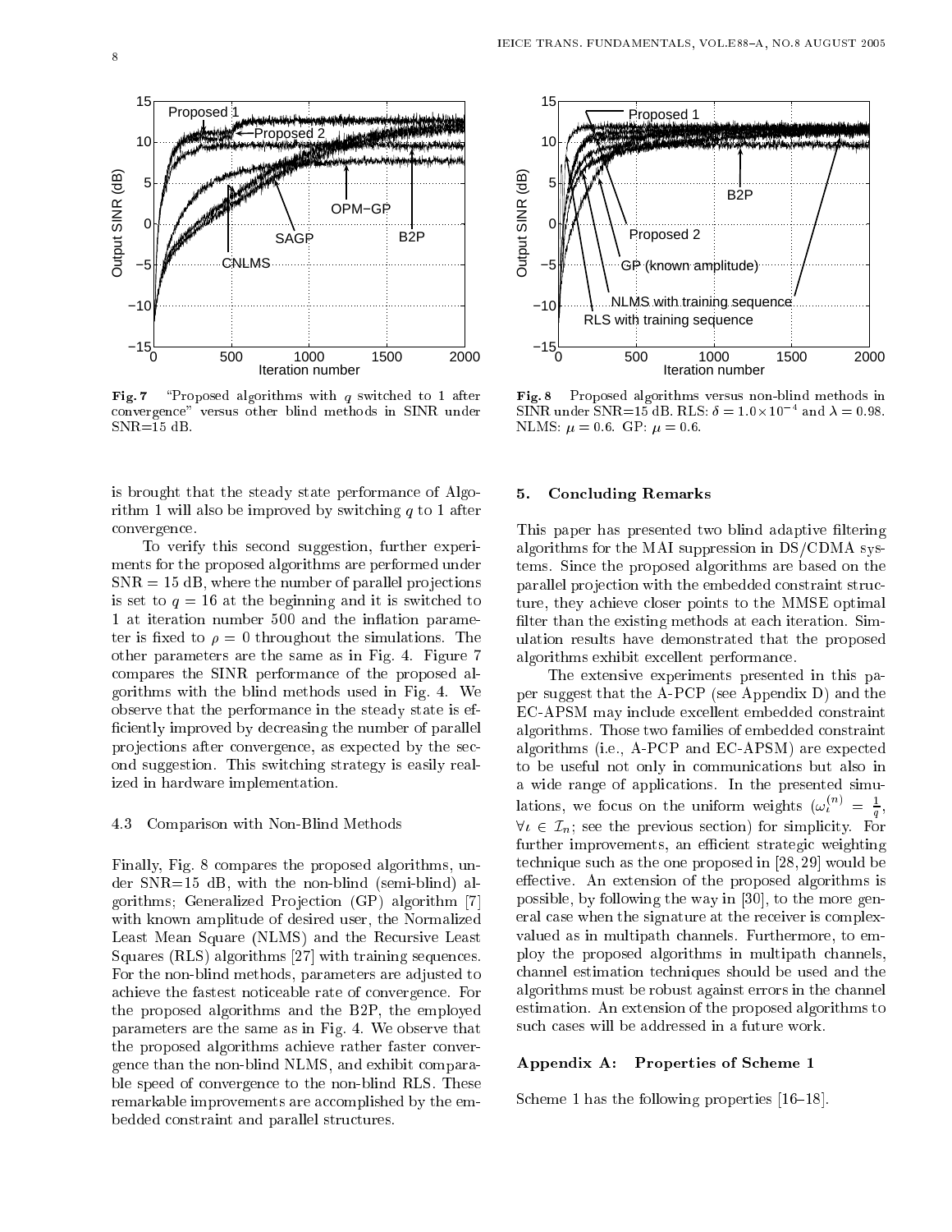Fig. 7 "Proposed algorithms with $q$ switched to 1 after convergence" versus other blind methods in SINR under SNR=15 dB.

Fig. 8 Proposed algorithms versus non-blind methods in SINR under SNR=15 dB. RLS: $\delta = 1.0 \times 10^{-4}$ and $\lambda = 0.98$. NLMS: $\mu = 0.6$. GP: $\mu = 0.6$.

is brought that the steady state performance of Algorithm 1 will also be improved by switching $q$ to 1 after convergence.

To verify this second suggestion, further experiments for the proposed algorithms are performed under SNR = 15 dB, where the number of parallel projections is set to $q = 16$ at the beginning and it is switched to 1 at iteration number 500 and the inflation parameter is fixed to $\rho = 0$ throughout the simulations. The other parameters are the same as in Fig. 4. Figure 7 compares the SINR performance of the proposed algorithms with the blind methods used in Fig. 4. We observe that the performance in the steady state is efficiently improved by decreasing the number of parallel projections after convergence, as expected by the second suggestion. This switching strategy is easily realized in hardware implementation.

### 4.3 Comparison with Non-Blind Methods

Finally, Fig. 8 compares the proposed algorithms, under SNR=15 dB, with the non-blind (semi-blind) algorithms; Generalized Projection (GP) algorithm [7] with known amplitude of desired user, the Normalized Least Mean Square (NLMS) and the Recursive Least Squares (RLS) algorithms [27] with training sequences. For the non-blind methods, parameters are adjusted to achieve the fastest noticeable rate of convergence. For the proposed algorithms and the B2P, the employed parameters are the same as in Fig. 4. We observe that the proposed algorithms achieve rather faster convergence than the non-blind NLMS, and exhibit comparable speed of convergence to the non-blind RLS. These remarkable improvements are accomplished by the embedded constraint and parallel structures.

## 5. Concluding Remarks

This paper has presented two blind adaptive filtering algorithms for the MAI suppression in DS/CDMA systems. Since the proposed algorithms are based on the parallel projection with the embedded constraint structure, they achieve closer points to the MMSE optimal filter than the existing methods at each iteration. Simulation results have demonstrated that the proposed algorithms exhibit excellent performance.

The extensive experiments presented in this paper suggest that the A-PCP (see Appendix D) and the EC-APSM may include excellent embedded constraint algorithms. Those two families of embedded constraint algorithms (i.e., A-PCP and EC-APSM) are expected to be useful not only in communications but also in a wide range of applications. In the presented simulations, we focus on the uniform weights ($\omega_\iota^{(n)} = \frac{1}{q}$, $\forall \iota \in \mathcal{I}_n$; see the previous section) for simplicity. For further improvements, an efficient strategic weighting technique such as the one proposed in [28, 29] would be effective. An extension of the proposed algorithms is possible, by following the way in [30], to the more general case when the signature at the receiver is complex-valued as in multipath channels. Furthermore, to employ the proposed algorithms in multipath channels, channel estimation techniques should be used and the algorithms must be robust against errors in the channel estimation. An extension of the proposed algorithms to such cases will be addressed in a future work.

## Appendix A: Properties of Scheme 1

Scheme 1 has the following properties [16–18].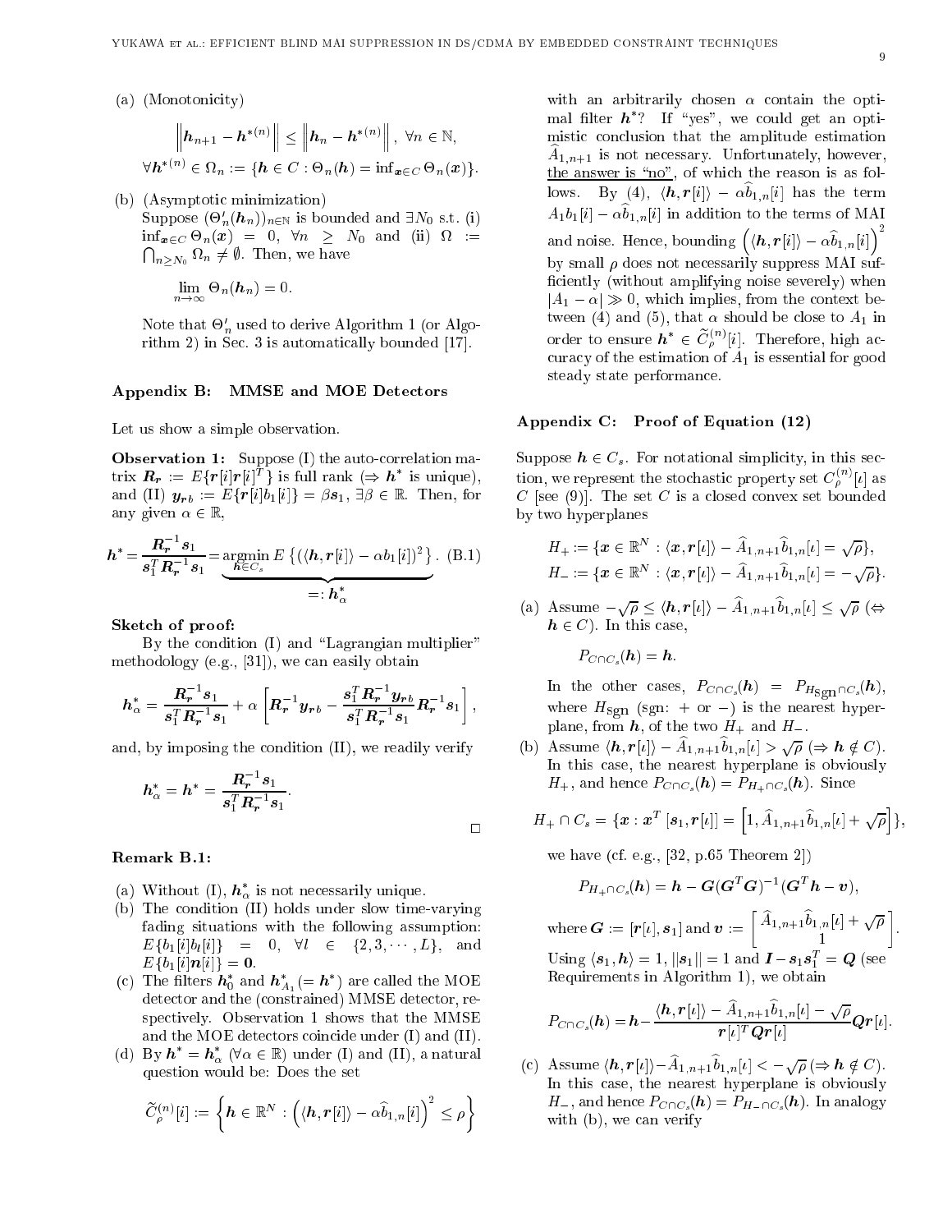(a) (Monotonicity)

$$\left\| \boldsymbol{h}_{n+1} - \boldsymbol{h}^{*(n)} \right\| \leq \left\| \boldsymbol{h}_n - \boldsymbol{h}^{*(n)} \right\|, \ \forall n \in \mathbb{N},$$

$$\forall \boldsymbol{h}^{*(n)} \in \Omega_n := \{\boldsymbol{h} \in C : \Theta_n(\boldsymbol{h}) = \inf_{\boldsymbol{x} \in C} \Theta_n(\boldsymbol{x})\}.$$

(b) (Asymptotic minimization)
Suppose $(\Theta'_n(\boldsymbol{h}_n))_{n\in\mathbb{N}}$ is bounded and $\exists N_0$ s.t. (i) $\inf_{\boldsymbol{x}\in C} \Theta_n(\boldsymbol{x}) = 0, \ \forall n \geq N_0$ and (ii) $\Omega := \bigcap_{n \geq N_0} \Omega_n \neq \emptyset$. Then, we have

$$\lim_{n\to\infty} \Theta_n(\boldsymbol{h}_n) = 0.$$

Note that $\Theta'_n$ used to derive Algorithm 1 (or Algorithm 2) in Sec. 3 is automatically bounded [17].

## Appendix B: MMSE and MOE Detectors

Let us show a simple observation.

**Observation 1:** Suppose (I) the auto-correlation matrix $\boldsymbol{R_r} := E\{\boldsymbol{r}[i]\boldsymbol{r}[i]^T\}$ is full rank ($\Rightarrow \boldsymbol{h}^*$ is unique), and (II) $\boldsymbol{y_{rb}} := E\{\boldsymbol{r}[i]b_1[i]\} = \beta \boldsymbol{s}_1$, $\exists \beta \in \mathbb{R}$. Then, for any given $\alpha \in \mathbb{R}$,

$$\boldsymbol{h}^* = \frac{\boldsymbol{R_r}^{-1}\boldsymbol{s}_1}{\boldsymbol{s}_1^T\boldsymbol{R_r}^{-1}\boldsymbol{s}_1} = \underbrace{\operatorname*{argmin}_{\boldsymbol{h}\in C_s} E\left\{(\langle \boldsymbol{h}, \boldsymbol{r}[i]\rangle - \alpha b_1[i])^2\right\}}_{=: \boldsymbol{h}^*_\alpha}. \quad \text{(B.1)}$$

**Sketch of proof:**

By the condition (I) and "Lagrangian multiplier" methodology (e.g., [31]), we can easily obtain

$$\boldsymbol{h}^*_\alpha = \frac{\boldsymbol{R_r}^{-1}\boldsymbol{s}_1}{\boldsymbol{s}_1^T\boldsymbol{R_r}^{-1}\boldsymbol{s}_1} + \alpha\left[\boldsymbol{R_r}^{-1}\boldsymbol{y_{rb}} - \frac{\boldsymbol{s}_1^T\boldsymbol{R_r}^{-1}\boldsymbol{y_{rb}}}{\boldsymbol{s}_1^T\boldsymbol{R_r}^{-1}\boldsymbol{s}_1}\boldsymbol{R_r}^{-1}\boldsymbol{s}_1\right],$$

and, by imposing the condition (II), we readily verify

$$\boldsymbol{h}^*_\alpha = \boldsymbol{h}^* = \frac{\boldsymbol{R_r}^{-1}\boldsymbol{s}_1}{\boldsymbol{s}_1^T\boldsymbol{R_r}^{-1}\boldsymbol{s}_1}.$$

□

**Remark B.1:**

(a) Without (I), $\boldsymbol{h}^*_\alpha$ is not necessarily unique.

(b) The condition (II) holds under slow time-varying fading situations with the following assumption: $E\{b_1[i]b_l[i]\} = 0, \ \forall l \in \{2, 3, \cdots, L\}$, and $E\{b_1[i]\boldsymbol{n}[i]\} = \boldsymbol{0}$.

(c) The filters $\boldsymbol{h}^*_0$ and $\boldsymbol{h}^*_{A_1} (= \boldsymbol{h}^*)$ are called the MOE detector and the (constrained) MMSE detector, respectively. Observation 1 shows that the MMSE and the MOE detectors coincide under (I) and (II).

(d) By $\boldsymbol{h}^* = \boldsymbol{h}^*_\alpha$ ($\forall \alpha \in \mathbb{R}$) under (I) and (II), a natural question would be: Does the set

$$\widetilde{C}^{(n)}_\rho[i] := \left\{\boldsymbol{h} \in \mathbb{R}^N : \left(\langle \boldsymbol{h}, \boldsymbol{r}[i]\rangle - \alpha \widehat{b}_{1,n}[i]\right)^2 \leq \rho\right\}$$

with an arbitrarily chosen $\alpha$ contain the optimal filter $\boldsymbol{h}^*$? If "yes", we could get an optimistic conclusion that the amplitude estimation $\widehat{A}_{1,n+1}$ is not necessary. Unfortunately, however, <u>the answer is "no"</u>, of which the reason is as follows. By (4), $\langle \boldsymbol{h}, \boldsymbol{r}[i]\rangle - \alpha \widehat{b}_{1,n}[i]$ has the term $A_1 b_1[i] - \alpha \widehat{b}_{1,n}[i]$ in addition to the terms of MAI and noise. Hence, bounding $\left(\langle \boldsymbol{h}, \boldsymbol{r}[i]\rangle - \alpha \widehat{b}_{1,n}[i]\right)^2$ by small $\rho$ does not necessarily suppress MAI sufficiently (without amplifying noise severely) when $|A_1 - \alpha| \gg 0$, which implies, from the context between (4) and (5), that $\alpha$ should be close to $A_1$ in order to ensure $\boldsymbol{h}^* \in \widetilde{C}^{(n)}_\rho[i]$. Therefore, high accuracy of the estimation of $A_1$ is essential for good steady state performance.

## Appendix C: Proof of Equation (12)

Suppose $\boldsymbol{h} \in C_s$. For notational simplicity, in this section, we represent the stochastic property set $C^{(n)}_\rho[\iota]$ as $C$ [see (9)]. The set $C$ is a closed convex set bounded by two hyperplanes

$$H_+ := \{\boldsymbol{x} \in \mathbb{R}^N : \langle \boldsymbol{x}, \boldsymbol{r}[\iota]\rangle - \widehat{A}_{1,n+1}\widehat{b}_{1,n}[\iota] = \sqrt{\rho}\},$$
$$H_- := \{\boldsymbol{x} \in \mathbb{R}^N : \langle \boldsymbol{x}, \boldsymbol{r}[\iota]\rangle - \widehat{A}_{1,n+1}\widehat{b}_{1,n}[\iota] = -\sqrt{\rho}\}.$$

(a) Assume $-\sqrt{\rho} \leq \langle \boldsymbol{h}, \boldsymbol{r}[\iota]\rangle - \widehat{A}_{1,n+1}\widehat{b}_{1,n}[\iota] \leq \sqrt{\rho}$ ($\Leftrightarrow \boldsymbol{h} \in C$). In this case,

$$P_{C\cap C_s}(\boldsymbol{h}) = \boldsymbol{h}.$$

In the other cases, $P_{C\cap C_s}(\boldsymbol{h}) = P_{H_{\rm sgn}\cap C_s}(\boldsymbol{h})$, where $H_{\rm sgn}$ (sgn: + or −) is the nearest hyperplane, from $\boldsymbol{h}$, of the two $H_+$ and $H_-$.

(b) Assume $\langle \boldsymbol{h}, \boldsymbol{r}[\iota]\rangle - \widehat{A}_{1,n+1}\widehat{b}_{1,n}[\iota] > \sqrt{\rho}$ ($\Rightarrow \boldsymbol{h} \notin C$). In this case, the nearest hyperplane is obviously $H_+$, and hence $P_{C\cap C_s}(\boldsymbol{h}) = P_{H_+\cap C_s}(\boldsymbol{h})$. Since

$$H_+ \cap C_s = \{\boldsymbol{x} : \boldsymbol{x}^T\left[\boldsymbol{s}_1, \boldsymbol{r}[\iota]\right] = \left[1, \widehat{A}_{1,n+1}\widehat{b}_{1,n}[\iota] + \sqrt{\rho}\right]\},$$

we have (cf. e.g., [32, p.65 Theorem 2])

$$P_{H_+\cap C_s}(\boldsymbol{h}) = \boldsymbol{h} - \boldsymbol{G}(\boldsymbol{G}^T\boldsymbol{G})^{-1}(\boldsymbol{G}^T\boldsymbol{h} - \boldsymbol{v}),$$

where $\boldsymbol{G} := [\boldsymbol{r}[\iota], \boldsymbol{s}_1]$ and $\boldsymbol{v} := \begin{bmatrix} \widehat{A}_{1,n+1}\widehat{b}_{1,n}[\iota] + \sqrt{\rho} \\ 1 \end{bmatrix}$. Using $\langle \boldsymbol{s}_1, \boldsymbol{h}\rangle = 1$, $||\boldsymbol{s}_1|| = 1$ and $\boldsymbol{I} - \boldsymbol{s}_1\boldsymbol{s}_1^T = \boldsymbol{Q}$ (see Requirements in Algorithm 1), we obtain

$$P_{C\cap C_s}(\boldsymbol{h}) = \boldsymbol{h} - \frac{\langle \boldsymbol{h}, \boldsymbol{r}[\iota]\rangle - \widehat{A}_{1,n+1}\widehat{b}_{1,n}[\iota] - \sqrt{\rho}}{\boldsymbol{r}[\iota]^T\boldsymbol{Q}\boldsymbol{r}[\iota]}\boldsymbol{Q}\boldsymbol{r}[\iota].$$

(c) Assume $\langle \boldsymbol{h}, \boldsymbol{r}[\iota]\rangle - \widehat{A}_{1,n+1}\widehat{b}_{1,n}[\iota] < -\sqrt{\rho}$ ($\Rightarrow \boldsymbol{h} \notin C$). In this case, the nearest hyperplane is obviously $H_-$, and hence $P_{C\cap C_s}(\boldsymbol{h}) = P_{H_-\cap C_s}(\boldsymbol{h})$. In analogy with (b), we can verify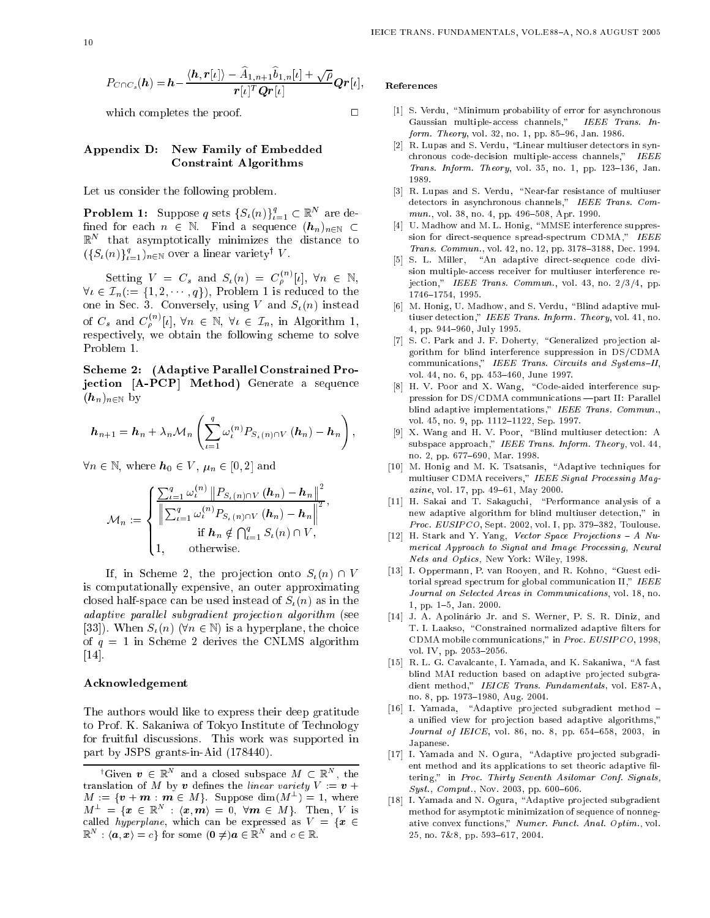$$P_{C\cap C_s}(\boldsymbol{h}) = \boldsymbol{h} - \frac{\langle \boldsymbol{h}, \boldsymbol{r}[\iota]\rangle - \widehat{A}_{1,n+1}\widehat{b}_{1,n}[\iota] + \sqrt{\rho}}{\boldsymbol{r}[\iota]^T \boldsymbol{Q}\boldsymbol{r}[\iota]}\boldsymbol{Q}\boldsymbol{r}[\iota],$$

which completes the proof. □

## Appendix D: New Family of Embedded Constraint Algorithms

Let us consider the following problem.

**Problem 1:** Suppose $q$ sets $\{S_\iota(n)\}_{\iota=1}^q \subset \mathbb{R}^N$ are defined for each $n \in \mathbb{N}$. Find a sequence $(\boldsymbol{h}_n)_{n\in\mathbb{N}} \subset \mathbb{R}^N$ that asymptotically minimizes the distance to $(\{S_\iota(n)\}_{\iota=1}^q)_{n\in\mathbb{N}}$ over a linear variety† $V$.

Setting $V = C_s$ and $S_\iota(n) = C_\rho^{(n)}[\iota]$, $\forall n \in \mathbb{N}$, $\forall \iota \in \mathcal{I}_n (:= \{1, 2, \cdots, q\})$, Problem 1 is reduced to the one in Sec. 3. Conversely, using $V$ and $S_\iota(n)$ instead of $C_s$ and $C_\rho^{(n)}[\iota]$, $\forall n \in \mathbb{N}$, $\forall \iota \in \mathcal{I}_n$, in Algorithm 1, respectively, we obtain the following scheme to solve Problem 1.

**Scheme 2: (Adaptive Parallel Constrained Projection [A-PCP] Method)** Generate a sequence $(\boldsymbol{h}_n)_{n\in\mathbb{N}}$ by

$$\boldsymbol{h}_{n+1} = \boldsymbol{h}_n + \lambda_n \mathcal{M}_n \left( \sum_{\iota=1}^q \omega_\iota^{(n)} P_{S_\iota(n)\cap V}(\boldsymbol{h}_n) - \boldsymbol{h}_n \right),$$

$\forall n \in \mathbb{N}$, where $\boldsymbol{h}_0 \in V$, $\mu_n \in [0, 2]$ and

$$\mathcal{M}_n := \begin{cases} \dfrac{\sum_{\iota=1}^q \omega_\iota^{(n)} \left\| P_{S_\iota(n)\cap V}(\boldsymbol{h}_n) - \boldsymbol{h}_n \right\|^2}{\left\| \sum_{\iota=1}^q \omega_\iota^{(n)} P_{S_\iota(n)\cap V}(\boldsymbol{h}_n) - \boldsymbol{h}_n \right\|^2}, \\ \qquad \text{if } \boldsymbol{h}_n \notin \bigcap_{\iota=1}^q S_\iota(n) \cap V, \\ 1, \qquad \text{otherwise.} \end{cases}$$

If, in Scheme 2, the projection onto $S_\iota(n) \cap V$ is computationally expensive, an outer approximating closed half-space can be used instead of $S_\iota(n)$ as in the *adaptive parallel subgradient projection algorithm* (see [33]). When $S_\iota(n)$ ($\forall n \in \mathbb{N}$) is a hyperplane, the choice of $q = 1$ in Scheme 2 derives the CNLMS algorithm [14].

## Acknowledgement

The authors would like to express their deep gratitude to Prof. K. Sakaniwa of Tokyo Institute of Technology for fruitful discussions. This work was supported in part by JSPS grants-in-Aid (178440).

† Given $\boldsymbol{v} \in \mathbb{R}^N$ and a closed subspace $M \subset \mathbb{R}^N$, the translation of $M$ by $\boldsymbol{v}$ defines the *linear variety* $V := \boldsymbol{v} + M := \{\boldsymbol{v} + \boldsymbol{m} : \boldsymbol{m} \in M\}$. Suppose $\dim(M^\perp) = 1$, where $M^\perp = \{\boldsymbol{x} \in \mathbb{R}^N : \langle \boldsymbol{x}, \boldsymbol{m}\rangle = 0,\ \forall \boldsymbol{m} \in M\}$. Then, $V$ is called *hyperplane*, which can be expressed as $V = \{\boldsymbol{x} \in \mathbb{R}^N : \langle \boldsymbol{a}, \boldsymbol{x}\rangle = c\}$ for some $(\boldsymbol{0} \neq)\boldsymbol{a} \in \mathbb{R}^N$ and $c \in \mathbb{R}$.

## References

[1] S. Verdu, "Minimum probability of error for asynchronous Gaussian multiple-access channels," *IEEE Trans. Inform. Theory*, vol. 32, no. 1, pp. 85–96, Jan. 1986.

[2] R. Lupas and S. Verdu, "Linear multiuser detectors in synchronous code-decision multiple-access channels," *IEEE Trans. Inform. Theory*, vol. 35, no. 1, pp. 123–136, Jan. 1989.

[3] R. Lupas and S. Verdu, "Near-far resistance of multiuser detectors in asynchronous channels," *IEEE Trans. Commun.*, vol. 38, no. 4, pp. 496–508, Apr. 1990.

[4] U. Madhow and M. L. Honig, "MMSE interference suppression for direct-sequence spread-spectrum CDMA," *IEEE Trans. Commun.*, vol. 42, no. 12, pp. 3178–3188, Dec. 1994.

[5] S. L. Miller, "An adaptive direct-sequence code division multiple-access receiver for multiuser interference rejection," *IEEE Trans. Commun.*, vol. 43, no. 2/3/4, pp. 1746–1754, 1995.

[6] M. Honig, U. Madhow, and S. Verdu, "Blind adaptive multiuser detection," *IEEE Trans. Inform. Theory*, vol. 41, no. 4, pp. 944–960, July 1995.

[7] S. C. Park and J. F. Doherty, "Generalized projection algorithm for blind interference suppression in DS/CDMA communications," *IEEE Trans. Circuits and Systems–II*, vol. 44, no. 6, pp. 453–460, June 1997.

[8] H. V. Poor and X. Wang, "Code-aided interference suppression for DS/CDMA communications —part II: Parallel blind adaptive implementations," *IEEE Trans. Commun.*, vol. 45, no. 9, pp. 1112–1122, Sep. 1997.

[9] X. Wang and H. V. Poor, "Blind multiuser detection: A subspace approach," *IEEE Trans. Inform. Theory*, vol. 44, no. 2, pp. 677–690, Mar. 1998.

[10] M. Honig and M. K. Tsatsanis, "Adaptive techniques for multiuser CDMA receivers," *IEEE Signal Processing Magazine*, vol. 17, pp. 49–61, May 2000.

[11] H. Sakai and T. Sakaguchi, "Performance analysis of a new adaptive algorithm for blind multiuser detection," in *Proc. EUSIPCO*, Sept. 2002, vol. I, pp. 379–382, Toulouse.

[12] H. Stark and Y. Yang, *Vector Space Projections – A Numerical Approach to Signal and Image Processing, Neural Nets and Optics*, New York: Wiley, 1998.

[13] I. Oppermann, P. van Rooyen, and R. Kohno, "Guest editorial spread spectrum for global communication II," *IEEE Journal on Selected Areas in Communications*, vol. 18, no. 1, pp. 1–5, Jan. 2000.

[14] J. A. Apolinário Jr. and S. Werner, P. S. R. Diniz, and T. I. Laakso, "Constrained normalized adaptive filters for CDMA mobile communications," in *Proc. EUSIPCO*, 1998, vol. IV, pp. 2053–2056.

[15] R. L. G. Cavalcante, I. Yamada, and K. Sakaniwa, "A fast blind MAI reduction based on adaptive projected subgradient method," *IEICE Trans. Fundamentals*, vol. E87-A, no. 8, pp. 1973–1980, Aug. 2004.

[16] I. Yamada, "Adaptive projected subgradient method – a unified view for projection based adaptive algorithms," *Journal of IEICE*, vol. 86, no. 8, pp. 654–658, 2003, in Japanese.

[17] I. Yamada and N. Ogura, "Adaptive projected subgradient method and its applications to set theoric adaptive filtering," in *Proc. Thirty Seventh Asilomar Conf. Signals, Syst., Comput.*, Nov. 2003, pp. 600–606.

[18] I. Yamada and N. Ogura, "Adaptive projected subgradient method for asymptotic minimization of sequence of nonnegative convex functions," *Numer. Funct. Anal. Optim.*, vol. 25, no. 7&8, pp. 593–617, 2004.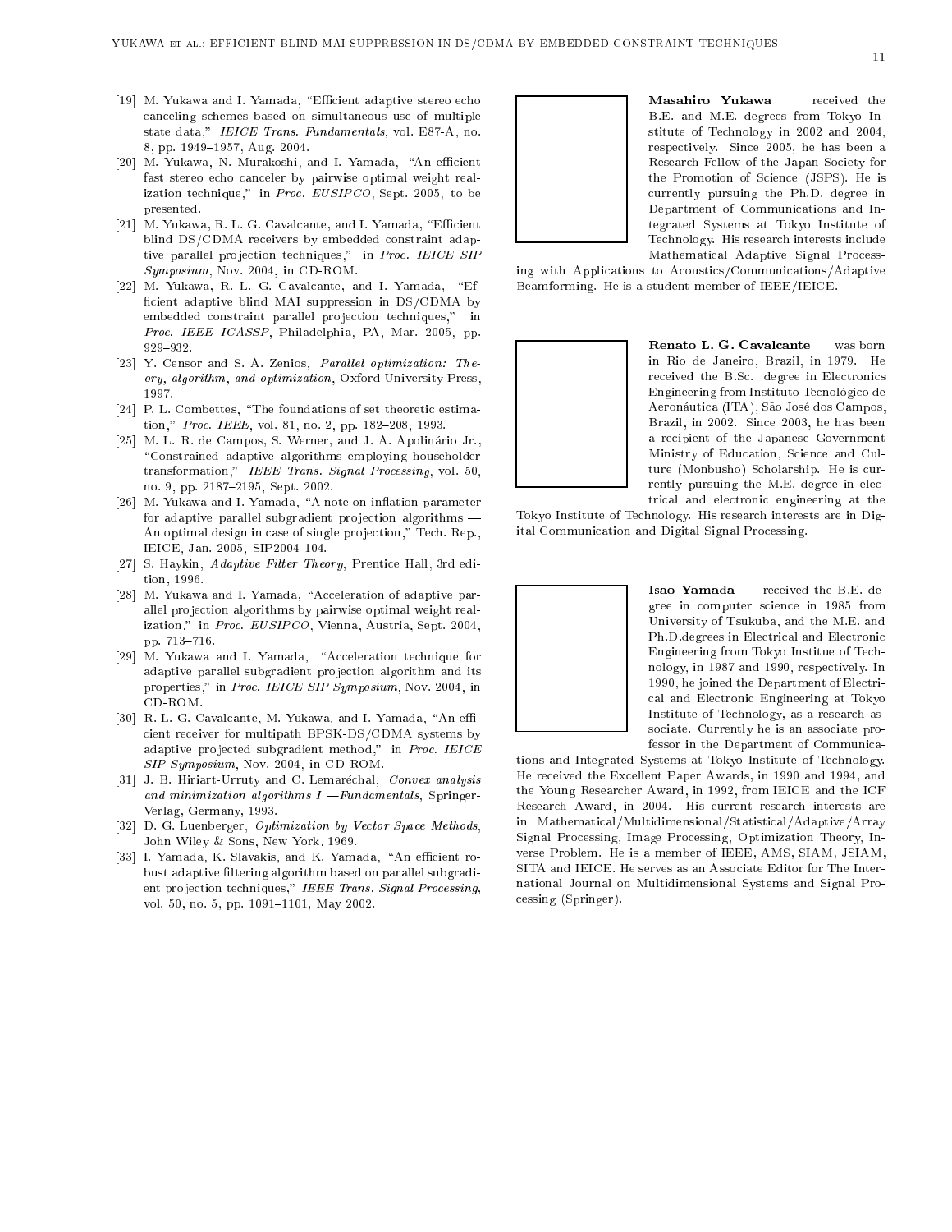[19] M. Yukawa and I. Yamada, "Efficient adaptive stereo echo canceling schemes based on simultaneous use of multiple state data," *IEICE Trans. Fundamentals*, vol. E87-A, no. 8, pp. 1949–1957, Aug. 2004.

[20] M. Yukawa, N. Murakoshi, and I. Yamada, "An efficient fast stereo echo canceler by pairwise optimal weight realization technique," in *Proc. EUSIPCO*, Sept. 2005, to be presented.

[21] M. Yukawa, R. L. G. Cavalcante, and I. Yamada, "Efficient blind DS/CDMA receivers by embedded constraint adaptive parallel projection techniques," in *Proc. IEICE SIP Symposium*, Nov. 2004, in CD-ROM.

[22] M. Yukawa, R. L. G. Cavalcante, and I. Yamada, "Efficient adaptive blind MAI suppression in DS/CDMA by embedded constraint parallel projection techniques," in *Proc. IEEE ICASSP*, Philadelphia, PA, Mar. 2005, pp. 929–932.

[23] Y. Censor and S. A. Zenios, *Parallel optimization: Theory, algorithm, and optimization*, Oxford University Press, 1997.

[24] P. L. Combettes, "The foundations of set theoretic estimation," *Proc. IEEE*, vol. 81, no. 2, pp. 182–208, 1993.

[25] M. L. R. de Campos, S. Werner, and J. A. Apolinário Jr., "Constrained adaptive algorithms employing householder transformation," *IEEE Trans. Signal Processing*, vol. 50, no. 9, pp. 2187–2195, Sept. 2002.

[26] M. Yukawa and I. Yamada, "A note on inflation parameter for adaptive parallel subgradient projection algorithms — An optimal design in case of single projection," Tech. Rep., IEICE, Jan. 2005, SIP2004-104.

[27] S. Haykin, *Adaptive Filter Theory*, Prentice Hall, 3rd edition, 1996.

[28] M. Yukawa and I. Yamada, "Acceleration of adaptive parallel projection algorithms by pairwise optimal weight realization," in *Proc. EUSIPCO*, Vienna, Austria, Sept. 2004, pp. 713–716.

[29] M. Yukawa and I. Yamada, "Acceleration technique for adaptive parallel subgradient projection algorithm and its properties," in *Proc. IEICE SIP Symposium*, Nov. 2004, in CD-ROM.

[30] R. L. G. Cavalcante, M. Yukawa, and I. Yamada, "An efficient receiver for multipath BPSK-DS/CDMA systems by adaptive projected subgradient method," in *Proc. IEICE SIP Symposium*, Nov. 2004, in CD-ROM.

[31] J. B. Hiriart-Urruty and C. Lemaréchal, *Convex analysis and minimization algorithms I —Fundamentals*, Springer-Verlag, Germany, 1993.

[32] D. G. Luenberger, *Optimization by Vector Space Methods*, John Wiley & Sons, New York, 1969.

[33] I. Yamada, K. Slavakis, and K. Yamada, "An efficient robust adaptive filtering algorithm based on parallel subgradient projection techniques," *IEEE Trans. Signal Processing*, vol. 50, no. 5, pp. 1091–1101, May 2002.

**Masahiro Yukawa** received the B.E. and M.E. degrees from Tokyo Institute of Technology in 2002 and 2004, respectively. Since 2005, he has been a Research Fellow of the Japan Society for the Promotion of Science (JSPS). He is currently pursuing the Ph.D. degree in Department of Communications and Integrated Systems at Tokyo Institute of Technology. His research interests include Mathematical Adaptive Signal Processing with Applications to Acoustics/Communications/Adaptive Beamforming. He is a student member of IEEE/IEICE.

**Renato L. G. Cavalcante** was born in Rio de Janeiro, Brazil, in 1979. He received the B.Sc. degree in Electronics Engineering from Instituto Tecnológico de Aeronáutica (ITA), São José dos Campos, Brazil, in 2002. Since 2003, he has been a recipient of the Japanese Government Ministry of Education, Science and Culture (Monbusho) Scholarship. He is currently pursuing the M.E. degree in electrical and electronic engineering at the Tokyo Institute of Technology. His research interests are in Digital Communication and Digital Signal Processing.

**Isao Yamada** received the B.E. degree in computer science in 1985 from University of Tsukuba, and the M.E. and Ph.D.degrees in Electrical and Electronic Engineering from Tokyo Institue of Technology, in 1987 and 1990, respectively. In 1990, he joined the Department of Electrical and Electronic Engineering at Tokyo Institute of Technology, as a research associate. Currently he is an associate professor in the Department of Communications and Integrated Systems at Tokyo Institute of Technology. He received the Excellent Paper Awards, in 1990 and 1994, and the Young Researcher Award, in 1992, from IEICE and the ICF Research Award, in 2004. His current research interests are in Mathematical/Multidimensional/Statistical/Adaptive/Array Signal Processing, Image Processing, Optimization Theory, Inverse Problem. He is a member of IEEE, AMS, SIAM, JSIAM, SITA and IEICE. He serves as an Associate Editor for The International Journal on Multidimensional Systems and Signal Processing (Springer).